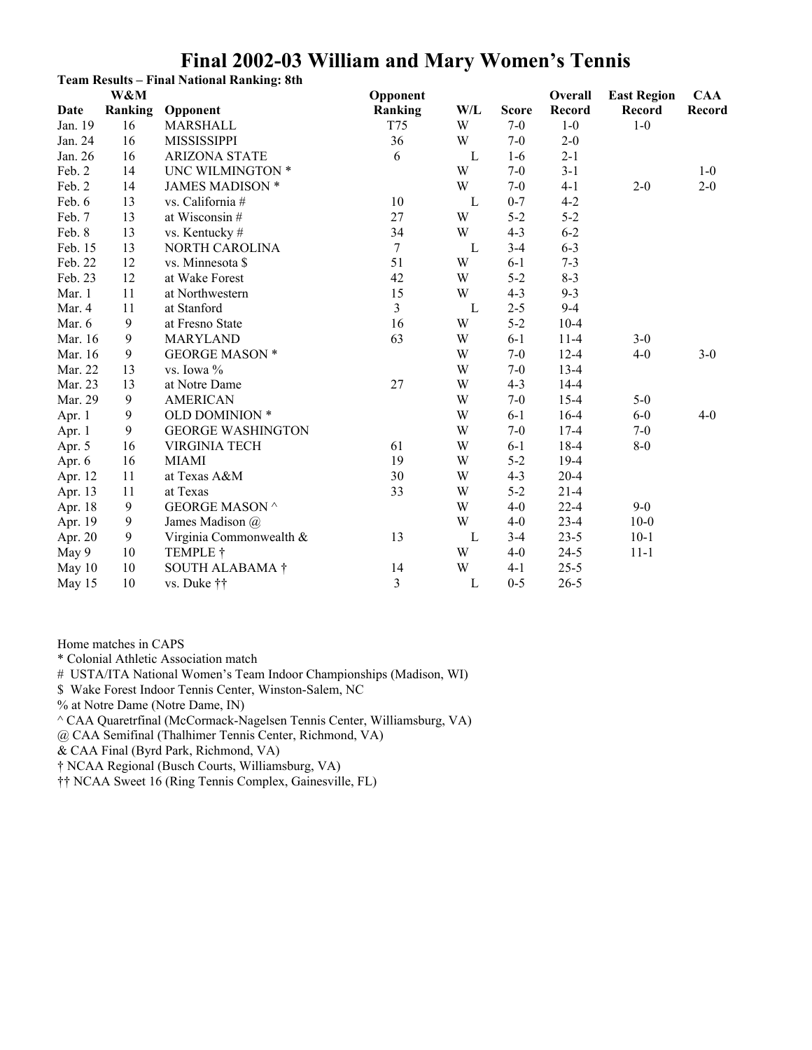# Final 2002-03 William and Mary Women's Tennis

**Team Results – Final National Ranking: 8th**

| Date | W&M Ranking | Opponent | Opponent Ranking | W/L | Score | Overall Record | East Region Record | CAA Record |
|---|---|---|---|---|---|---|---|---|
| Jan. 19 | 16 | MARSHALL | T75 | W | 7-0 | 1-0 | 1-0 | |
| Jan. 24 | 16 | MISSISSIPPI | 36 | W | 7-0 | 2-0 | | |
| Jan. 26 | 16 | ARIZONA STATE | 6 | L | 1-6 | 2-1 | | |
| Feb. 2 | 14 | UNC WILMINGTON * | | W | 7-0 | 3-1 | | 1-0 |
| Feb. 2 | 14 | JAMES MADISON * | | W | 7-0 | 4-1 | 2-0 | 2-0 |
| Feb. 6 | 13 | vs. California # | 10 | L | 0-7 | 4-2 | | |
| Feb. 7 | 13 | at Wisconsin # | 27 | W | 5-2 | 5-2 | | |
| Feb. 8 | 13 | vs. Kentucky # | 34 | W | 4-3 | 6-2 | | |
| Feb. 15 | 13 | NORTH CAROLINA | 7 | L | 3-4 | 6-3 | | |
| Feb. 22 | 12 | vs. Minnesota $ | 51 | W | 6-1 | 7-3 | | |
| Feb. 23 | 12 | at Wake Forest | 42 | W | 5-2 | 8-3 | | |
| Mar. 1 | 11 | at Northwestern | 15 | W | 4-3 | 9-3 | | |
| Mar. 4 | 11 | at Stanford | 3 | L | 2-5 | 9-4 | | |
| Mar. 6 | 9 | at Fresno State | 16 | W | 5-2 | 10-4 | | |
| Mar. 16 | 9 | MARYLAND | 63 | W | 6-1 | 11-4 | 3-0 | |
| Mar. 16 | 9 | GEORGE MASON * | | W | 7-0 | 12-4 | 4-0 | 3-0 |
| Mar. 22 | 13 | vs. Iowa % | | W | 7-0 | 13-4 | | |
| Mar. 23 | 13 | at Notre Dame | 27 | W | 4-3 | 14-4 | | |
| Mar. 29 | 9 | AMERICAN | | W | 7-0 | 15-4 | 5-0 | |
| Apr. 1 | 9 | OLD DOMINION * | | W | 6-1 | 16-4 | 6-0 | 4-0 |
| Apr. 1 | 9 | GEORGE WASHINGTON | | W | 7-0 | 17-4 | 7-0 | |
| Apr. 5 | 16 | VIRGINIA TECH | 61 | W | 6-1 | 18-4 | 8-0 | |
| Apr. 6 | 16 | MIAMI | 19 | W | 5-2 | 19-4 | | |
| Apr. 12 | 11 | at Texas A&M | 30 | W | 4-3 | 20-4 | | |
| Apr. 13 | 11 | at Texas | 33 | W | 5-2 | 21-4 | | |
| Apr. 18 | 9 | GEORGE MASON ^ | | W | 4-0 | 22-4 | 9-0 | |
| Apr. 19 | 9 | James Madison @ | | W | 4-0 | 23-4 | 10-0 | |
| Apr. 20 | 9 | Virginia Commonwealth & | 13 | L | 3-4 | 23-5 | 10-1 | |
| May 9 | 10 | TEMPLE † | | W | 4-0 | 24-5 | 11-1 | |
| May 10 | 10 | SOUTH ALABAMA † | 14 | W | 4-1 | 25-5 | | |
| May 15 | 10 | vs. Duke †† | 3 | L | 0-5 | 26-5 | | |

Home matches in CAPS
* Colonial Athletic Association match
# USTA/ITA National Women's Team Indoor Championships (Madison, WI)
$ Wake Forest Indoor Tennis Center, Winston-Salem, NC
% at Notre Dame (Notre Dame, IN)
^ CAA Quaretrfinal (McCormack-Nagelsen Tennis Center, Williamsburg, VA)
@ CAA Semifinal (Thalhimer Tennis Center, Richmond, VA)
& CAA Final (Byrd Park, Richmond, VA)
† NCAA Regional (Busch Courts, Williamsburg, VA)
†† NCAA Sweet 16 (Ring Tennis Complex, Gainesville, FL)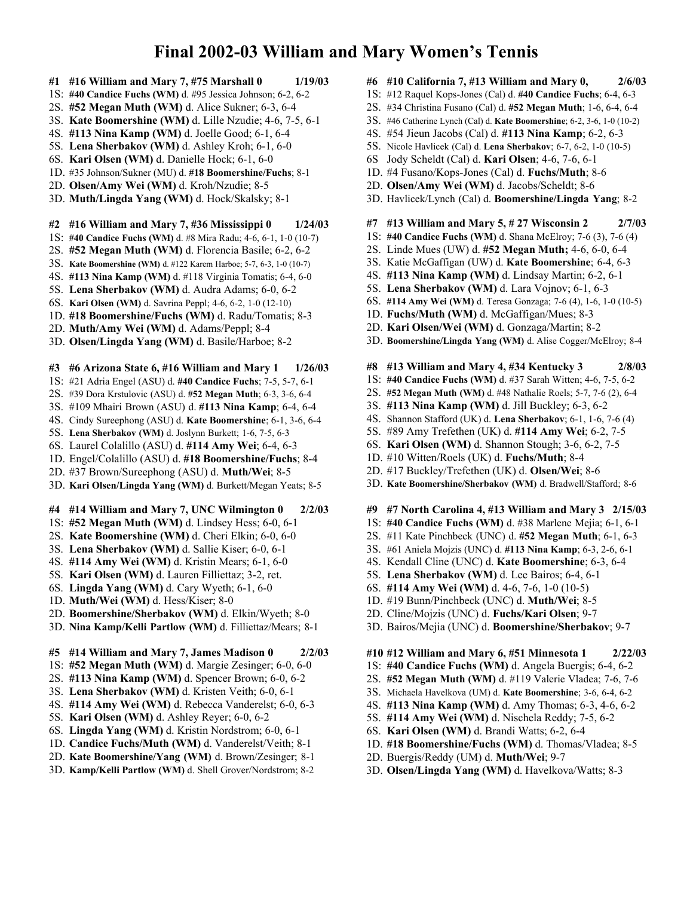# Final 2002-03 William and Mary Women's Tennis

**#1 #16 William and Mary 7, #75 Marshall 0 1/19/03**

1S: **#40 Candice Fuchs (WM)** d. #95 Jessica Johnson; 6-2, 6-2
2S. **#52 Megan Muth (WM)** d. Alice Sukner; 6-3, 6-4
3S. **Kate Boomershine (WM)** d. Lille Nzudie; 4-6, 7-5, 6-1
4S. **#113 Nina Kamp (WM)** d. Joelle Good; 6-1, 6-4
5S. **Lena Sherbakov (WM)** d. Ashley Kroh; 6-1, 6-0
6S. **Kari Olsen (WM)** d. Danielle Hock; 6-1, 6-0
1D. #35 Johnson/Sukner (MU) d. **#18 Boomershine/Fuchs**; 8-1
2D. **Olsen/Amy Wei (WM)** d. Kroh/Nzudie; 8-5
3D. **Muth/Lingda Yang (WM)** d. Hock/Skalsky; 8-1

**#2 #16 William and Mary 7, #36 Mississippi 0 1/24/03**

1S: **#40 Candice Fuchs (WM)** d. #8 Mira Radu; 4-6, 6-1, 1-0 (10-7)
2S. **#52 Megan Muth (WM)** d. Florencia Basile; 6-2, 6-2
3S. **Kate Boomershine (WM)** d. #122 Karem Harboe; 5-7, 6-3, 1-0 (10-7)
4S. **#113 Nina Kamp (WM)** d. #118 Virginia Tomatis; 6-4, 6-0
5S. **Lena Sherbakov (WM)** d. Audra Adams; 6-0, 6-2
6S. **Kari Olsen (WM)** d. Savrina Peppl; 4-6, 6-2, 1-0 (12-10)
1D. **#18 Boomershine/Fuchs (WM)** d. Radu/Tomatis; 8-3
2D. **Muth/Amy Wei (WM)** d. Adams/Peppl; 8-4
3D. **Olsen/Lingda Yang (WM)** d. Basile/Harboe; 8-2

**#3 #6 Arizona State 6, #16 William and Mary 1 1/26/03**

1S: #21 Adria Engel (ASU) d. **#40 Candice Fuchs**; 7-5, 5-7, 6-1
2S. #39 Dora Krstulovic (ASU) d. **#52 Megan Muth**; 6-3, 3-6, 6-4
3S. #109 Mhairi Brown (ASU) d. **#113 Nina Kamp**; 6-4, 6-4
4S. Cindy Sureephong (ASU) d. **Kate Boomershine**; 6-1, 3-6, 6-4
5S. **Lena Sherbakov (WM)** d. Joslynn Burkett; 1-6, 7-5, 6-3
6S. Laurel Colalillo (ASU) d. **#114 Amy Wei**; 6-4, 6-3
1D. Engel/Colalillo (ASU) d. **#18 Boomershine/Fuchs**; 8-4
2D. #37 Brown/Sureephong (ASU) d. **Muth/Wei**; 8-5
3D. **Kari Olsen/Lingda Yang (WM)** d. Burkett/Megan Yeats; 8-5

**#4 #14 William and Mary 7, UNC Wilmington 0 2/2/03**

1S: **#52 Megan Muth (WM)** d. Lindsey Hess; 6-0, 6-1
2S. **Kate Boomershine (WM)** d. Cheri Elkin; 6-0, 6-0
3S. **Lena Sherbakov (WM)** d. Sallie Kiser; 6-0, 6-1
4S. **#114 Amy Wei (WM)** d. Kristin Mears; 6-1, 6-0
5S. **Kari Olsen (WM)** d. Lauren Filliettaz; 3-2, ret.
6S. **Lingda Yang (WM)** d. Cary Wyeth; 6-1, 6-0
1D. **Muth/Wei (WM)** d. Hess/Kiser; 8-0
2D. **Boomershine/Sherbakov (WM)** d. Elkin/Wyeth; 8-0
3D. **Nina Kamp/Kelli Partlow (WM)** d. Filliettaz/Mears; 8-1

**#5 #14 William and Mary 7, James Madison 0 2/2/03**

1S: **#52 Megan Muth (WM)** d. Margie Zesinger; 6-0, 6-0
2S. **#113 Nina Kamp (WM)** d. Spencer Brown; 6-0, 6-2
3S. **Lena Sherbakov (WM)** d. Kristen Veith; 6-0, 6-1
4S. **#114 Amy Wei (WM)** d. Rebecca Vanderelst; 6-0, 6-3
5S. **Kari Olsen (WM)** d. Ashley Reyer; 6-0, 6-2
6S. **Lingda Yang (WM)** d. Kristin Nordstrom; 6-0, 6-1
1D. **Candice Fuchs/Muth (WM)** d. Vanderelst/Veith; 8-1
2D. **Kate Boomershine/Yang (WM)** d. Brown/Zesinger; 8-1
3D. **Kamp/Kelli Partlow (WM)** d. Shell Grover/Nordstrom; 8-2

**#6 #10 California 7, #13 William and Mary 0, 2/6/03**

1S: #12 Raquel Kops-Jones (Cal) d. **#40 Candice Fuchs**; 6-4, 6-3
2S. #34 Christina Fusano (Cal) d. **#52 Megan Muth**; 1-6, 6-4, 6-4
3S. #46 Catherine Lynch (Cal) d. **Kate Boomershine**; 6-2, 3-6, 1-0 (10-2)
4S. #54 Jieun Jacobs (Cal) d. **#113 Nina Kamp**; 6-2, 6-3
5S. Nicole Havlicek (Cal) d. **Lena Sherbakov**; 6-7, 6-2, 1-0 (10-5)
6S Jody Scheldt (Cal) d. **Kari Olsen**; 4-6, 7-6, 6-1
1D. #4 Fusano/Kops-Jones (Cal) d. **Fuchs/Muth**; 8-6
2D. **Olsen/Amy Wei (WM)** d. Jacobs/Scheldt; 8-6
3D. Havlicek/Lynch (Cal) d. **Boomershine/Lingda Yang**; 8-2

**#7 #13 William and Mary 5, # 27 Wisconsin 2 2/7/03**

1S: **#40 Candice Fuchs (WM)** d. Shana McElroy; 7-6 (3), 7-6 (4)
2S. Linde Mues (UW) d. **#52 Megan Muth;** 4-6, 6-0, 6-4
3S. Katie McGaffigan (UW) d. **Kate Boomershine**; 6-4, 6-3
4S. **#113 Nina Kamp (WM)** d. Lindsay Martin; 6-2, 6-1
5S. **Lena Sherbakov (WM)** d. Lara Vojnov; 6-1, 6-3
6S. **#114 Amy Wei (WM)** d. Teresa Gonzaga; 7-6 (4), 1-6, 1-0 (10-5)
1D. **Fuchs/Muth (WM)** d. McGaffigan/Mues; 8-3
2D. **Kari Olsen/Wei (WM)** d. Gonzaga/Martin; 8-2
3D. **Boomershine/Lingda Yang (WM)** d. Alise Cogger/McElroy; 8-4

**#8 #13 William and Mary 4, #34 Kentucky 3 2/8/03**

1S: **#40 Candice Fuchs (WM)** d. #37 Sarah Witten; 4-6, 7-5, 6-2
2S. **#52 Megan Muth (WM)** d. #48 Nathalie Roels; 5-7, 7-6 (2), 6-4
3S. **#113 Nina Kamp (WM)** d. Jill Buckley; 6-3, 6-2
4S. Shannon Stafford (UK) d. **Lena Sherbakov**; 6-1, 1-6, 7-6 (4)
5S. #89 Amy Trefethen (UK) d. **#114 Amy Wei**; 6-2, 7-5
6S. **Kari Olsen (WM)** d. Shannon Stough; 3-6, 6-2, 7-5
1D. #10 Witten/Roels (UK) d. **Fuchs/Muth**; 8-4
2D. #17 Buckley/Trefethen (UK) d. **Olsen/Wei**; 8-6
3D. **Kate Boomershine/Sherbakov (WM)** d. Bradwell/Stafford; 8-6

**#9 #7 North Carolina 4, #13 William and Mary 3 2/15/03**

1S: **#40 Candice Fuchs (WM)** d. #38 Marlene Mejia; 6-1, 6-1
2S. #11 Kate Pinchbeck (UNC) d. **#52 Megan Muth**; 6-1, 6-3
3S. #61 Aniela Mojzis (UNC) d. **#113 Nina Kamp**; 6-3, 2-6, 6-1
4S. Kendall Cline (UNC) d. **Kate Boomershine**; 6-3, 6-4
5S. **Lena Sherbakov (WM)** d. Lee Bairos; 6-4, 6-1
6S. **#114 Amy Wei (WM)** d. 4-6, 7-6, 1-0 (10-5)
1D. #19 Bunn/Pinchbeck (UNC) d. **Muth/Wei**; 8-5
2D. Cline/Mojzis (UNC) d. **Fuchs/Kari Olsen**; 9-7
3D. Bairos/Mejia (UNC) d. **Boomershine/Sherbakov**; 9-7

**#10 #12 William and Mary 6, #51 Minnesota 1 2/22/03**

1S: **#40 Candice Fuchs (WM)** d. Angela Buergis; 6-4, 6-2
2S. **#52 Megan Muth (WM)** d. #119 Valerie Vladea; 7-6, 7-6
3S. Michaela Havelkova (UM) d. **Kate Boomershine**; 3-6, 6-4, 6-2
4S. **#113 Nina Kamp (WM)** d. Amy Thomas; 6-3, 4-6, 6-2
5S. **#114 Amy Wei (WM)** d. Nischela Reddy; 7-5, 6-2
6S. **Kari Olsen (WM)** d. Brandi Watts; 6-2, 6-4
1D. **#18 Boomershine/Fuchs (WM)** d. Thomas/Vladea; 8-5
2D. Buergis/Reddy (UM) d. **Muth/Wei**; 9-7
3D. **Olsen/Lingda Yang (WM)** d. Havelkova/Watts; 8-3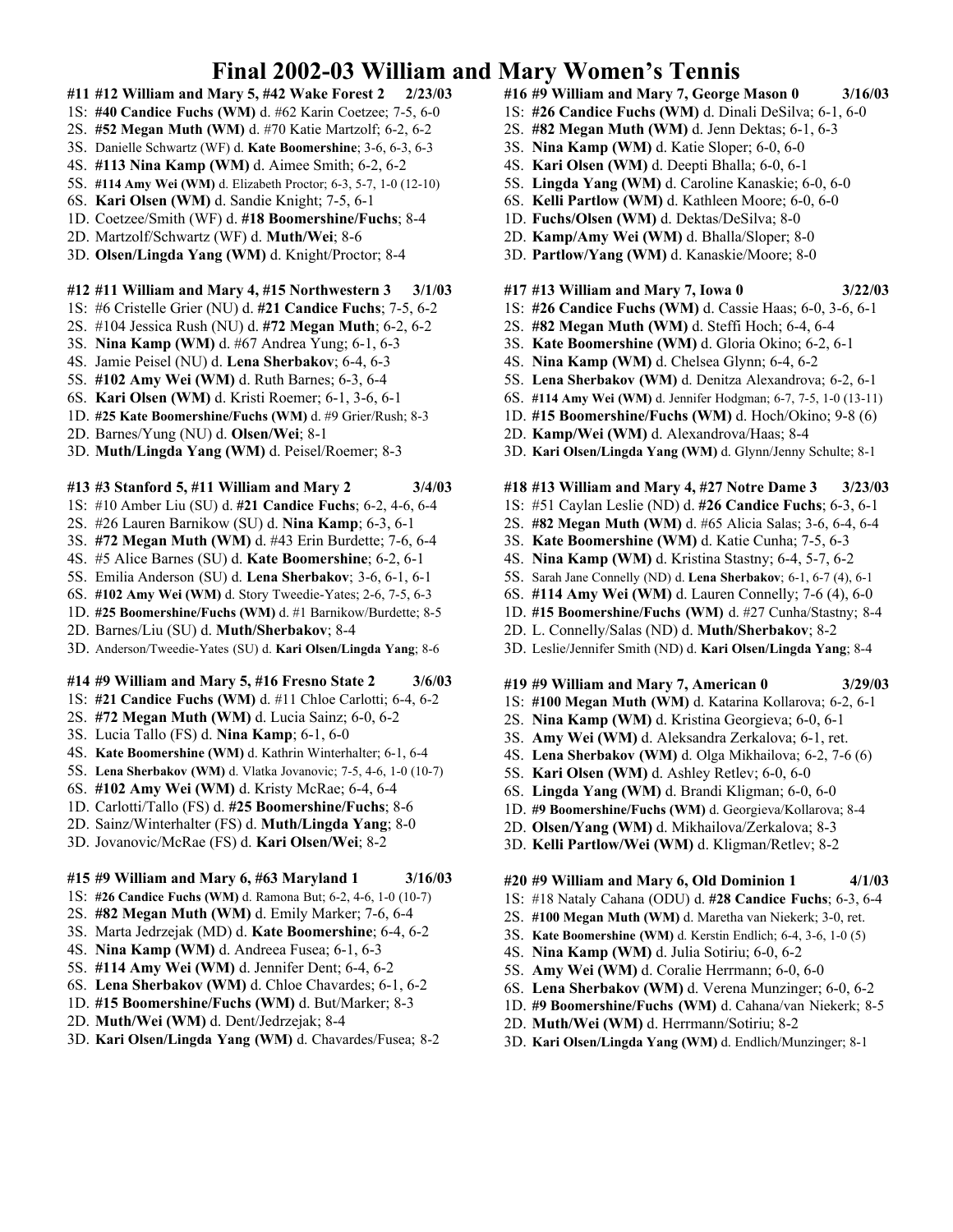# Final 2002-03 William and Mary Women's Tennis

**#11 #12 William and Mary 5, #42 Wake Forest 2 2/23/03**
1S: **#40 Candice Fuchs (WM)** d. #62 Karin Coetzee; 7-5, 6-0
2S. **#52 Megan Muth (WM)** d. #70 Katie Martzolf; 6-2, 6-2
3S. Danielle Schwartz (WF) d. **Kate Boomershine**; 3-6, 6-3, 6-3
4S. **#113 Nina Kamp (WM)** d. Aimee Smith; 6-2, 6-2
5S. **#114 Amy Wei (WM)** d. Elizabeth Proctor; 6-3, 5-7, 1-0 (12-10)
6S. **Kari Olsen (WM)** d. Sandie Knight; 7-5, 6-1
1D. Coetzee/Smith (WF) d. **#18 Boomershine/Fuchs**; 8-4
2D. Martzolf/Schwartz (WF) d. **Muth/Wei**; 8-6
3D. **Olsen/Lingda Yang (WM)** d. Knight/Proctor; 8-4

**#12 #11 William and Mary 4, #15 Northwestern 3 3/1/03**
1S: #6 Cristelle Grier (NU) d. **#21 Candice Fuchs**; 7-5, 6-2
2S. #104 Jessica Rush (NU) d. **#72 Megan Muth**; 6-2, 6-2
3S. **Nina Kamp (WM)** d. #67 Andrea Yung; 6-1, 6-3
4S. Jamie Peisel (NU) d. **Lena Sherbakov**; 6-4, 6-3
5S. **#102 Amy Wei (WM)** d. Ruth Barnes; 6-3, 6-4
6S. **Kari Olsen (WM)** d. Kristi Roemer; 6-1, 3-6, 6-1
1D. **#25 Kate Boomershine/Fuchs (WM)** d. #9 Grier/Rush; 8-3
2D. Barnes/Yung (NU) d. **Olsen/Wei**; 8-1
3D. **Muth/Lingda Yang (WM)** d. Peisel/Roemer; 8-3

**#13 #3 Stanford 5, #11 William and Mary 2 3/4/03**
1S: #10 Amber Liu (SU) d. **#21 Candice Fuchs**; 6-2, 4-6, 6-4
2S. #26 Lauren Barnikow (SU) d. **Nina Kamp**; 6-3, 6-1
3S. **#72 Megan Muth (WM)** d. #43 Erin Burdette; 7-6, 6-4
4S. #5 Alice Barnes (SU) d. **Kate Boomershine**; 6-2, 6-1
5S. Emilia Anderson (SU) d. **Lena Sherbakov**; 3-6, 6-1, 6-1
6S. **#102 Amy Wei (WM)** d. Story Tweedie-Yates; 2-6, 7-5, 6-3
1D. **#25 Boomershine/Fuchs (WM)** d. #1 Barnikow/Burdette; 8-5
2D. Barnes/Liu (SU) d. **Muth/Sherbakov**; 8-4
3D. Anderson/Tweedie-Yates (SU) d. **Kari Olsen/Lingda Yang**; 8-6

**#14 #9 William and Mary 5, #16 Fresno State 2 3/6/03**
1S: **#21 Candice Fuchs (WM)** d. #11 Chloe Carlotti; 6-4, 6-2
2S. **#72 Megan Muth (WM)** d. Lucia Sainz; 6-0, 6-2
3S. Lucia Tallo (FS) d. **Nina Kamp**; 6-1, 6-0
4S. **Kate Boomershine (WM)** d. Kathrin Winterhalter; 6-1, 6-4
5S. **Lena Sherbakov (WM)** d. Vlatka Jovanovic; 7-5, 4-6, 1-0 (10-7)
6S. **#102 Amy Wei (WM)** d. Kristy McRae; 6-4, 6-4
1D. Carlotti/Tallo (FS) d. **#25 Boomershine/Fuchs**; 8-6
2D. Sainz/Winterhalter (FS) d. **Muth/Lingda Yang**; 8-0
3D. Jovanovic/McRae (FS) d. **Kari Olsen/Wei**; 8-2

**#15 #9 William and Mary 6, #63 Maryland 1 3/16/03**
1S: **#26 Candice Fuchs (WM)** d. Ramona But; 6-2, 4-6, 1-0 (10-7)
2S. **#82 Megan Muth (WM)** d. Emily Marker; 7-6, 6-4
3S. Marta Jedrzejak (MD) d. **Kate Boomershine**; 6-4, 6-2
4S. **Nina Kamp (WM)** d. Andreea Fusea; 6-1, 6-3
5S. **#114 Amy Wei (WM)** d. Jennifer Dent; 6-4, 6-2
6S. **Lena Sherbakov (WM)** d. Chloe Chavardes; 6-1, 6-2
1D. **#15 Boomershine/Fuchs (WM)** d. But/Marker; 8-3
2D. **Muth/Wei (WM)** d. Dent/Jedrzejak; 8-4
3D. **Kari Olsen/Lingda Yang (WM)** d. Chavardes/Fusea; 8-2

**#16 #9 William and Mary 7, George Mason 0 3/16/03**
1S: **#26 Candice Fuchs (WM)** d. Dinali DeSilva; 6-1, 6-0
2S. **#82 Megan Muth (WM)** d. Jenn Dektas; 6-1, 6-3
3S. **Nina Kamp (WM)** d. Katie Sloper; 6-0, 6-0
4S. **Kari Olsen (WM)** d. Deepti Bhalla; 6-0, 6-1
5S. **Lingda Yang (WM)** d. Caroline Kanaskie; 6-0, 6-0
6S. **Kelli Partlow (WM)** d. Kathleen Moore; 6-0, 6-0
1D. **Fuchs/Olsen (WM)** d. Dektas/DeSilva; 8-0
2D. **Kamp/Amy Wei (WM)** d. Bhalla/Sloper; 8-0
3D. **Partlow/Yang (WM)** d. Kanaskie/Moore; 8-0

**#17 #13 William and Mary 7, Iowa 0 3/22/03**
1S: **#26 Candice Fuchs (WM)** d. Cassie Haas; 6-0, 3-6, 6-1
2S. **#82 Megan Muth (WM)** d. Steffi Hoch; 6-4, 6-4
3S. **Kate Boomershine (WM)** d. Gloria Okino; 6-2, 6-1
4S. **Nina Kamp (WM)** d. Chelsea Glynn; 6-4, 6-2
5S. **Lena Sherbakov (WM)** d. Denitza Alexandrova; 6-2, 6-1
6S. **#114 Amy Wei (WM)** d. Jennifer Hodgman; 6-7, 7-5, 1-0 (13-11)
1D. **#15 Boomershine/Fuchs (WM)** d. Hoch/Okino; 9-8 (6)
2D. **Kamp/Wei (WM)** d. Alexandrova/Haas; 8-4
3D. **Kari Olsen/Lingda Yang (WM)** d. Glynn/Jenny Schulte; 8-1

**#18 #13 William and Mary 4, #27 Notre Dame 3 3/23/03**
1S: #51 Caylan Leslie (ND) d. **#26 Candice Fuchs**; 6-3, 6-1
2S. **#82 Megan Muth (WM)** d. #65 Alicia Salas; 3-6, 6-4, 6-4
3S. **Kate Boomershine (WM)** d. Katie Cunha; 7-5, 6-3
4S. **Nina Kamp (WM)** d. Kristina Stastny; 6-4, 5-7, 6-2
5S. Sarah Jane Connelly (ND) d. **Lena Sherbakov**; 6-1, 6-7 (4), 6-1
6S. **#114 Amy Wei (WM)** d. Lauren Connelly; 7-6 (4), 6-0
1D. **#15 Boomershine/Fuchs (WM)** d. #27 Cunha/Stastny; 8-4
2D. L. Connelly/Salas (ND) d. **Muth/Sherbakov**; 8-2
3D. Leslie/Jennifer Smith (ND) d. **Kari Olsen/Lingda Yang**; 8-4

**#19 #9 William and Mary 7, American 0 3/29/03**
1S: **#100 Megan Muth (WM)** d. Katarina Kollarova; 6-2, 6-1
2S. **Nina Kamp (WM)** d. Kristina Georgieva; 6-0, 6-1
3S. **Amy Wei (WM)** d. Aleksandra Zerkalova; 6-1, ret.
4S. **Lena Sherbakov (WM)** d. Olga Mikhailova; 6-2, 7-6 (6)
5S. **Kari Olsen (WM)** d. Ashley Retlev; 6-0, 6-0
6S. **Lingda Yang (WM)** d. Brandi Kligman; 6-0, 6-0
1D. **#9 Boomershine/Fuchs (WM)** d. Georgieva/Kollarova; 8-4
2D. **Olsen/Yang (WM)** d. Mikhailova/Zerkalova; 8-3
3D. **Kelli Partlow/Wei (WM)** d. Kligman/Retlev; 8-2

**#20 #9 William and Mary 6, Old Dominion 1 4/1/03**
1S: #18 Nataly Cahana (ODU) d. **#28 Candice Fuchs**; 6-3, 6-4
2S. **#100 Megan Muth (WM)** d. Maretha van Niekerk; 3-0, ret.
3S. **Kate Boomershine (WM)** d. Kerstin Endlich; 6-4, 3-6, 1-0 (5)
4S. **Nina Kamp (WM)** d. Julia Sotiriu; 6-0, 6-2
5S. **Amy Wei (WM)** d. Coralie Herrmann; 6-0, 6-0
6S. **Lena Sherbakov (WM)** d. Verena Munzinger; 6-0, 6-2
1D. **#9 Boomershine/Fuchs (WM)** d. Cahana/van Niekerk; 8-5
2D. **Muth/Wei (WM)** d. Herrmann/Sotiriu; 8-2
3D. **Kari Olsen/Lingda Yang (WM)** d. Endlich/Munzinger; 8-1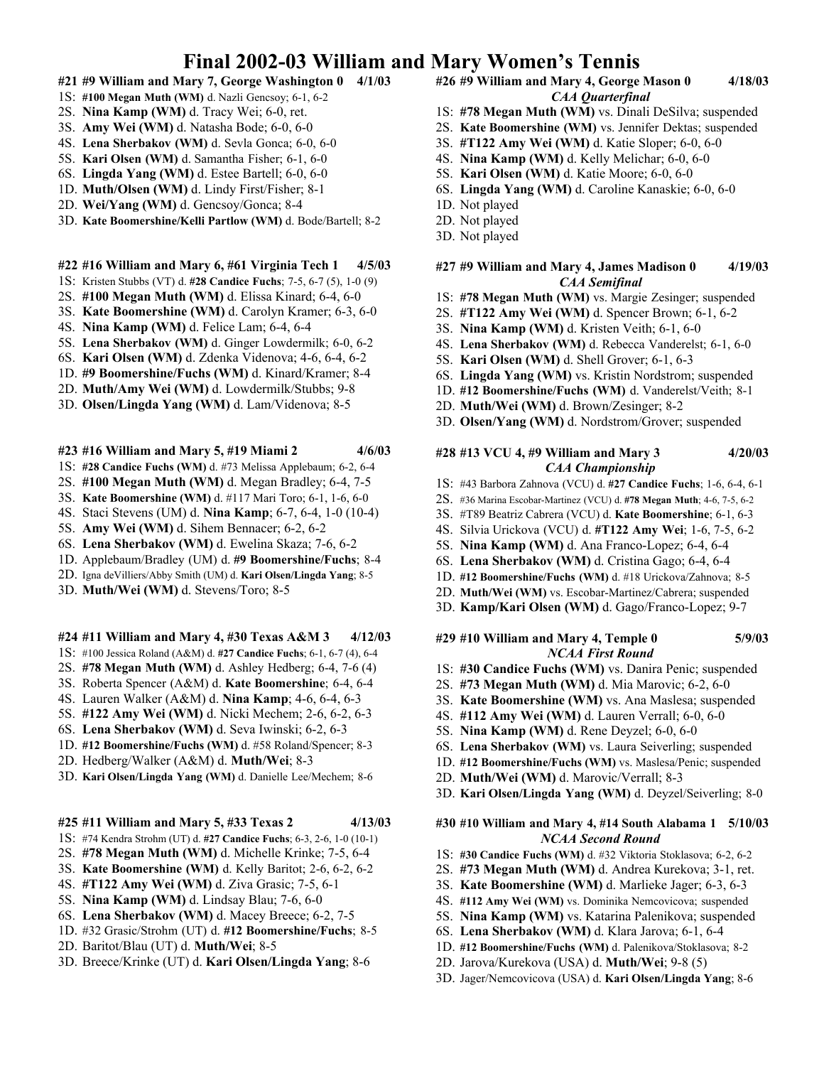# Final 2002-03 William and Mary Women's Tennis

**#21 #9 William and Mary 7, George Washington 0 4/1/03**

1S: **#100 Megan Muth (WM)** d. Nazli Gencsoy; 6-1, 6-2
2S. **Nina Kamp (WM)** d. Tracy Wei; 6-0, ret.
3S. **Amy Wei (WM)** d. Natasha Bode; 6-0, 6-0
4S. **Lena Sherbakov (WM)** d. Sevla Gonca; 6-0, 6-0
5S. **Kari Olsen (WM)** d. Samantha Fisher; 6-1, 6-0
6S. **Lingda Yang (WM)** d. Estee Bartell; 6-0, 6-0
1D. **Muth/Olsen (WM)** d. Lindy First/Fisher; 8-1
2D. **Wei/Yang (WM)** d. Gencsoy/Gonca; 8-4
3D. **Kate Boomershine/Kelli Partlow (WM)** d. Bode/Bartell; 8-2

**#22 #16 William and Mary 6, #61 Virginia Tech 1 4/5/03**

1S: Kristen Stubbs (VT) d. **#28 Candice Fuchs**; 7-5, 6-7 (5), 1-0 (9)
2S. **#100 Megan Muth (WM)** d. Elissa Kinard; 6-4, 6-0
3S. **Kate Boomershine (WM)** d. Carolyn Kramer; 6-3, 6-0
4S. **Nina Kamp (WM)** d. Felice Lam; 6-4, 6-4
5S. **Lena Sherbakov (WM)** d. Ginger Lowdermilk; 6-0, 6-2
6S. **Kari Olsen (WM)** d. Zdenka Videnova; 4-6, 6-4, 6-2
1D. **#9 Boomershine/Fuchs (WM)** d. Kinard/Kramer; 8-4
2D. **Muth/Amy Wei (WM)** d. Lowdermilk/Stubbs; 9-8
3D. **Olsen/Lingda Yang (WM)** d. Lam/Videnova; 8-5

**#23 #16 William and Mary 5, #19 Miami 2 4/6/03**

1S: **#28 Candice Fuchs (WM)** d. #73 Melissa Applebaum; 6-2, 6-4
2S. **#100 Megan Muth (WM)** d. Megan Bradley; 6-4, 7-5
3S. **Kate Boomershine (WM)** d. #117 Mari Toro; 6-1, 1-6, 6-0
4S. Staci Stevens (UM) d. **Nina Kamp**; 6-7, 6-4, 1-0 (10-4)
5S. **Amy Wei (WM)** d. Sihem Bennacer; 6-2, 6-2
6S. **Lena Sherbakov (WM)** d. Ewelina Skaza; 7-6, 6-2
1D. Applebaum/Bradley (UM) d. **#9 Boomershine/Fuchs**; 8-4
2D. Igna deVilliers/Abby Smith (UM) d. **Kari Olsen/Lingda Yang**; 8-5
3D. **Muth/Wei (WM)** d. Stevens/Toro; 8-5

**#24 #11 William and Mary 4, #30 Texas A&M 3 4/12/03**

1S: #100 Jessica Roland (A&M) d. **#27 Candice Fuchs**; 6-1, 6-7 (4), 6-4
2S. **#78 Megan Muth (WM)** d. Ashley Hedberg; 6-4, 7-6 (4)
3S. Roberta Spencer (A&M) d. **Kate Boomershine**; 6-4, 6-4
4S. Lauren Walker (A&M) d. **Nina Kamp**; 4-6, 6-4, 6-3
5S. **#122 Amy Wei (WM)** d. Nicki Mechem; 2-6, 6-2, 6-3
6S. **Lena Sherbakov (WM)** d. Seva Iwinski; 6-2, 6-3
1D. **#12 Boomershine/Fuchs (WM)** d. #58 Roland/Spencer; 8-3
2D. Hedberg/Walker (A&M) d. **Muth/Wei**; 8-3
3D. **Kari Olsen/Lingda Yang (WM)** d. Danielle Lee/Mechem; 8-6

**#25 #11 William and Mary 5, #33 Texas 2 4/13/03**

1S: #74 Kendra Strohm (UT) d. **#27 Candice Fuchs**; 6-3, 2-6, 1-0 (10-1)
2S. **#78 Megan Muth (WM)** d. Michelle Krinke; 7-5, 6-4
3S. **Kate Boomershine (WM)** d. Kelly Baritot; 2-6, 6-2, 6-2
4S. **#T122 Amy Wei (WM)** d. Ziva Grasic; 7-5, 6-1
5S. **Nina Kamp (WM)** d. Lindsay Blau; 7-6, 6-0
6S. **Lena Sherbakov (WM)** d. Macey Breece; 6-2, 7-5
1D. #32 Grasic/Strohm (UT) d. **#12 Boomershine/Fuchs**; 8-5
2D. Baritot/Blau (UT) d. **Muth/Wei**; 8-5
3D. Breece/Krinke (UT) d. **Kari Olsen/Lingda Yang**; 8-6

**#26 #9 William and Mary 4, George Mason 0 4/18/03**
*CAA Quarterfinal*

1S: **#78 Megan Muth (WM)** vs. Dinali DeSilva; suspended
2S. **Kate Boomershine (WM)** vs. Jennifer Dektas; suspended
3S. **#T122 Amy Wei (WM)** d. Katie Sloper; 6-0, 6-0
4S. **Nina Kamp (WM)** d. Kelly Melichar; 6-0, 6-0
5S. **Kari Olsen (WM)** d. Katie Moore; 6-0, 6-0
6S. **Lingda Yang (WM)** d. Caroline Kanaskie; 6-0, 6-0
1D. Not played
2D. Not played
3D. Not played

**#27 #9 William and Mary 4, James Madison 0 4/19/03**
*CAA Semifinal*

1S: **#78 Megan Muth (WM)** vs. Margie Zesinger; suspended
2S. **#T122 Amy Wei (WM)** d. Spencer Brown; 6-1, 6-2
3S. **Nina Kamp (WM)** d. Kristen Veith; 6-1, 6-0
4S. **Lena Sherbakov (WM)** d. Rebecca Vanderelst; 6-1, 6-0
5S. **Kari Olsen (WM)** d. Shell Grover; 6-1, 6-3
6S. **Lingda Yang (WM)** vs. Kristin Nordstrom; suspended
1D. **#12 Boomershine/Fuchs (WM)** d. Vanderelst/Veith; 8-1
2D. **Muth/Wei (WM)** d. Brown/Zesinger; 8-2
3D. **Olsen/Yang (WM)** d. Nordstrom/Grover; suspended

**#28 #13 VCU 4, #9 William and Mary 3 4/20/03**
*CAA Championship*

1S: #43 Barbora Zahnova (VCU) d. **#27 Candice Fuchs**; 1-6, 6-4, 6-1
2S. #36 Marina Escobar-Martinez (VCU) d. **#78 Megan Muth**; 4-6, 7-5, 6-2
3S. #T89 Beatriz Cabrera (VCU) d. **Kate Boomershine**; 6-1, 6-3
4S. Silvia Urickova (VCU) d. **#T122 Amy Wei**; 1-6, 7-5, 6-2
5S. **Nina Kamp (WM)** d. Ana Franco-Lopez; 6-4, 6-4
6S. **Lena Sherbakov (WM)** d. Cristina Gago; 6-4, 6-4
1D. **#12 Boomershine/Fuchs (WM)** d. #18 Urickova/Zahnova; 8-5
2D. **Muth/Wei (WM)** vs. Escobar-Martinez/Cabrera; suspended
3D. **Kamp/Kari Olsen (WM)** d. Gago/Franco-Lopez; 9-7

**#29 #10 William and Mary 4, Temple 0 5/9/03**
*NCAA First Round*

1S: **#30 Candice Fuchs (WM)** vs. Danira Penic; suspended
2S. **#73 Megan Muth (WM)** d. Mia Marovic; 6-2, 6-0
3S. **Kate Boomershine (WM)** vs. Ana Maslesa; suspended
4S. **#112 Amy Wei (WM)** d. Lauren Verrall; 6-0, 6-0
5S. **Nina Kamp (WM)** d. Rene Deyzel; 6-0, 6-0
6S. **Lena Sherbakov (WM)** vs. Laura Seiverling; suspended
1D. **#12 Boomershine/Fuchs (WM)** vs. Maslesa/Penic; suspended
2D. **Muth/Wei (WM)** d. Marovic/Verrall; 8-3
3D. **Kari Olsen/Lingda Yang (WM)** d. Deyzel/Seiverling; 8-0

**#30 #10 William and Mary 4, #14 South Alabama 1 5/10/03**
*NCAA Second Round*

1S: **#30 Candice Fuchs (WM)** d. #32 Viktoria Stoklasova; 6-2, 6-2
2S. **#73 Megan Muth (WM)** d. Andrea Kurekova; 3-1, ret.
3S. **Kate Boomershine (WM)** d. Marlieke Jager; 6-3, 6-3
4S. **#112 Amy Wei (WM)** vs. Dominika Nemcovicova; suspended
5S. **Nina Kamp (WM)** vs. Katarina Palenikova; suspended
6S. **Lena Sherbakov (WM)** d. Klara Jarova; 6-1, 6-4
1D. **#12 Boomershine/Fuchs (WM)** d. Palenikova/Stoklasova; 8-2
2D. Jarova/Kurekova (USA) d. **Muth/Wei**; 9-8 (5)
3D. Jager/Nemcovicova (USA) d. **Kari Olsen/Lingda Yang**; 8-6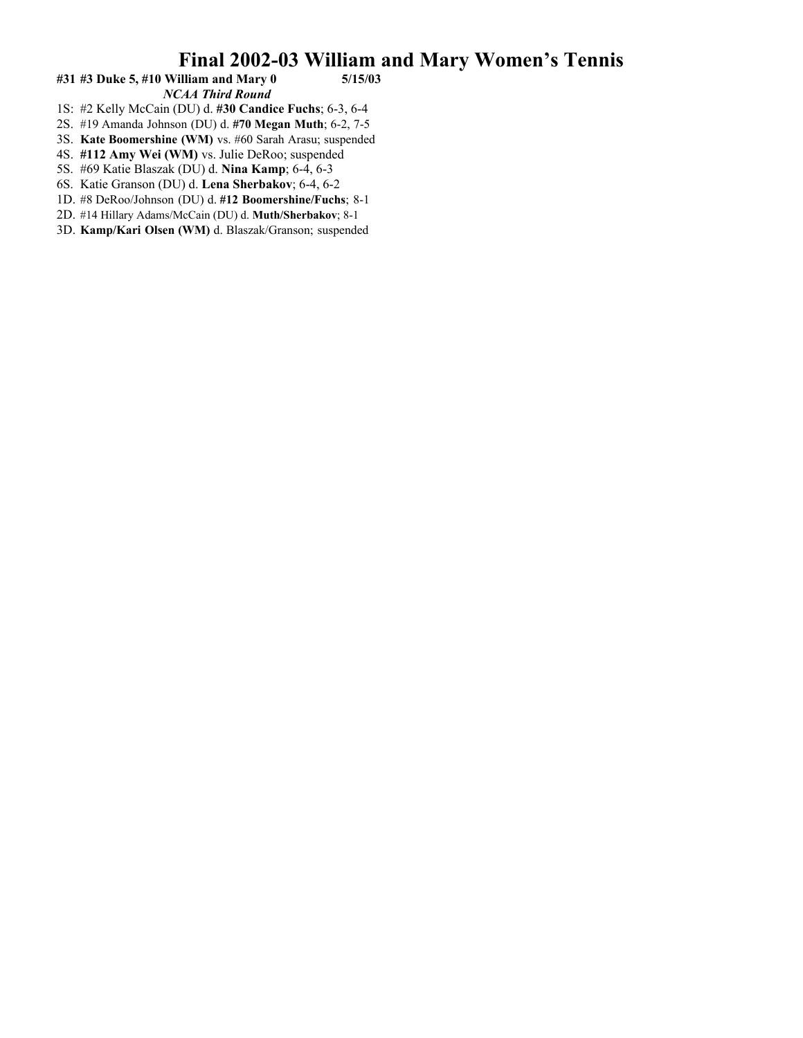# Final 2002-03 William and Mary Women's Tennis

**#31 #3 Duke 5, #10 William and Mary 0 5/15/03**

***NCAA Third Round***

1S: #2 Kelly McCain (DU) d. **#30 Candice Fuchs**; 6-3, 6-4
2S. #19 Amanda Johnson (DU) d. **#70 Megan Muth**; 6-2, 7-5
3S. **Kate Boomershine (WM)** vs. #60 Sarah Arasu; suspended
4S. **#112 Amy Wei (WM)** vs. Julie DeRoo; suspended
5S. #69 Katie Blaszak (DU) d. **Nina Kamp**; 6-4, 6-3
6S. Katie Granson (DU) d. **Lena Sherbakov**; 6-4, 6-2
1D. #8 DeRoo/Johnson (DU) d. **#12 Boomershine/Fuchs**; 8-1
2D. #14 Hillary Adams/McCain (DU) d. **Muth/Sherbakov**; 8-1
3D. **Kamp/Kari Olsen (WM)** d. Blaszak/Granson; suspended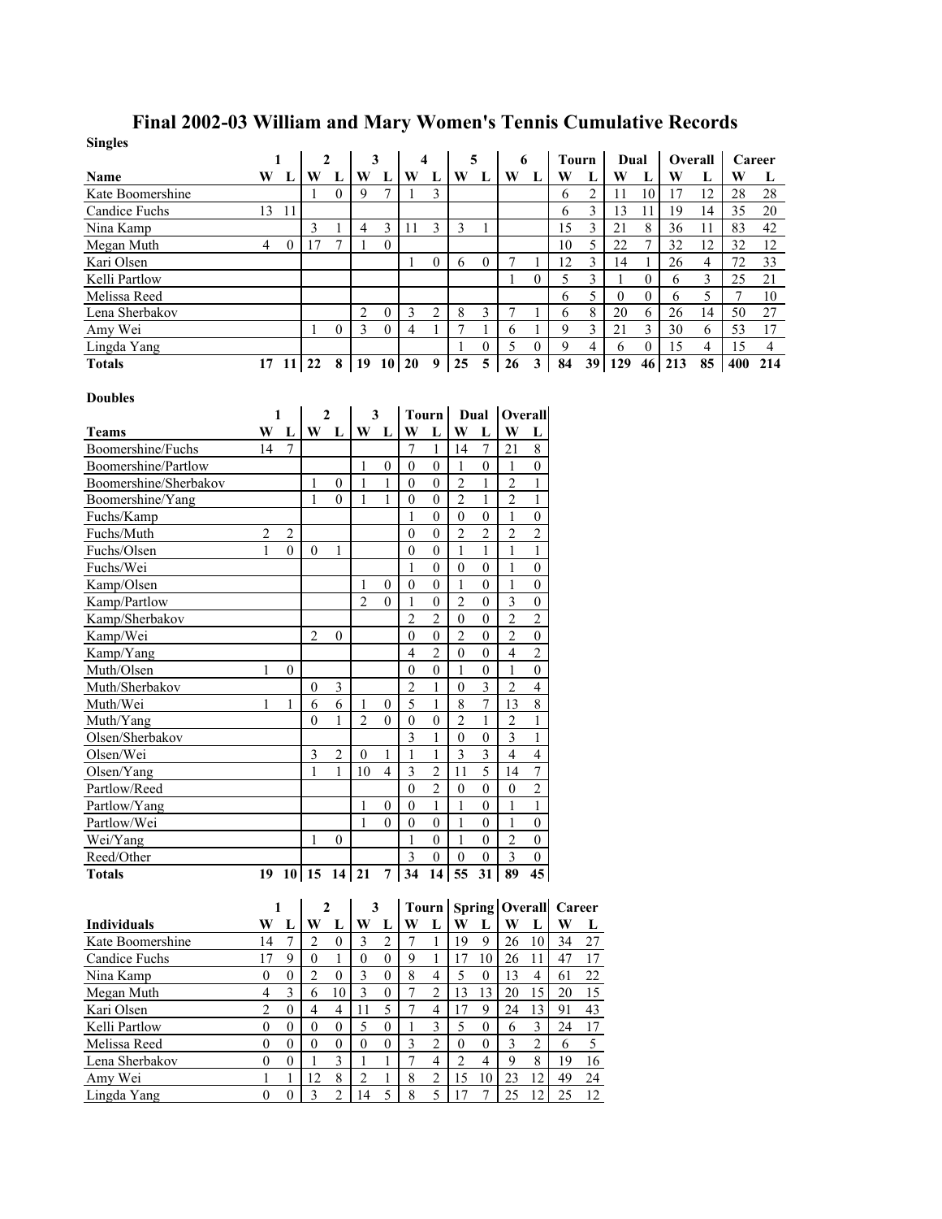# Final 2002-03 William and Mary Women's Tennis Cumulative Records

**Singles**

| | 1 | | 2 | | 3 | | 4 | | 5 | | 6 | | Tourn | | Dual | | Overall | | Career | |
|---|---|---|---|---|---|---|---|---|---|---|---|---|---|---|---|---|---|---|---|---|
| **Name** | **W** | **L** | **W** | **L** | **W** | **L** | **W** | **L** | **W** | **L** | **W** | **L** | **W** | **L** | **W** | **L** | **W** | **L** | **W** | **L** |
| Kate Boomershine | | | 1 | 0 | 9 | 7 | 1 | 3 | | | | | 6 | 2 | 11 | 10 | 17 | 12 | 28 | 28 |
| Candice Fuchs | 13 | 11 | | | | | | | | | | | 6 | 3 | 13 | 11 | 19 | 14 | 35 | 20 |
| Nina Kamp | | | 3 | 1 | 4 | 3 | 11 | 3 | 3 | 1 | | | 15 | 3 | 21 | 8 | 36 | 11 | 83 | 42 |
| Megan Muth | 4 | 0 | 17 | 7 | 1 | 0 | | | | | | | 10 | 5 | 22 | 7 | 32 | 12 | 32 | 12 |
| Kari Olsen | | | | | | | 1 | 0 | 6 | 0 | 7 | 1 | 12 | 3 | 14 | 1 | 26 | 4 | 72 | 33 |
| Kelli Partlow | | | | | | | | | | | 1 | 0 | 5 | 3 | 1 | 0 | 6 | 3 | 25 | 21 |
| Melissa Reed | | | | | | | | | | | | | 6 | 5 | 0 | 0 | 6 | 5 | 7 | 10 |
| Lena Sherbakov | | | | | 2 | 0 | 3 | 2 | 8 | 3 | 7 | 1 | 6 | 8 | 20 | 6 | 26 | 14 | 50 | 27 |
| Amy Wei | | | 1 | 0 | 3 | 0 | 4 | 1 | 7 | 1 | 6 | 1 | 9 | 3 | 21 | 3 | 30 | 6 | 53 | 17 |
| Lingda Yang | | | | | | | | | 1 | 0 | 5 | 0 | 9 | 4 | 6 | 0 | 15 | 4 | 15 | 4 |
| **Totals** | **17** | **11** | **22** | **8** | **19** | **10** | **20** | **9** | **25** | **5** | **26** | **3** | **84** | **39** | **129** | **46** | **213** | **85** | **400** | **214** |

**Doubles**

| | 1 | | 2 | | 3 | | Tourn | | Dual | | Overall | |
|---|---|---|---|---|---|---|---|---|---|---|---|---|
| **Teams** | **W** | **L** | **W** | **L** | **W** | **L** | **W** | **L** | **W** | **L** | **W** | **L** |
| Boomershine/Fuchs | 14 | 7 | | | | | 7 | 1 | 14 | 7 | 21 | 8 |
| Boomershine/Partlow | | | | | 1 | 0 | 0 | 0 | 1 | 0 | 1 | 0 |
| Boomershine/Sherbakov | | | 1 | 0 | 1 | 1 | 0 | 0 | 2 | 1 | 2 | 1 |
| Boomershine/Yang | | | 1 | 0 | 1 | 1 | 0 | 0 | 2 | 1 | 2 | 1 |
| Fuchs/Kamp | | | | | | | 1 | 0 | 0 | 0 | 1 | 0 |
| Fuchs/Muth | 2 | 2 | | | | | 0 | 0 | 2 | 2 | 2 | 2 |
| Fuchs/Olsen | 1 | 0 | 0 | 1 | | | 0 | 0 | 1 | 1 | 1 | 1 |
| Fuchs/Wei | | | | | | | 1 | 0 | 0 | 0 | 1 | 0 |
| Kamp/Olsen | | | | | 1 | 0 | 0 | 0 | 1 | 0 | 1 | 0 |
| Kamp/Partlow | | | | | 2 | 0 | 1 | 0 | 2 | 0 | 3 | 0 |
| Kamp/Sherbakov | | | | | | | 2 | 2 | 0 | 0 | 2 | 2 |
| Kamp/Wei | | | 2 | 0 | | | 0 | 0 | 2 | 0 | 2 | 0 |
| Kamp/Yang | | | | | | | 4 | 2 | 0 | 0 | 4 | 2 |
| Muth/Olsen | 1 | 0 | | | | | 0 | 0 | 1 | 0 | 1 | 0 |
| Muth/Sherbakov | | | 0 | 3 | | | 2 | 1 | 0 | 3 | 2 | 4 |
| Muth/Wei | 1 | 1 | 6 | 6 | 1 | 0 | 5 | 1 | 8 | 7 | 13 | 8 |
| Muth/Yang | | | 0 | 1 | 2 | 0 | 0 | 0 | 2 | 1 | 2 | 1 |
| Olsen/Sherbakov | | | | | | | 3 | 1 | 0 | 0 | 3 | 1 |
| Olsen/Wei | | | 3 | 2 | 0 | 1 | 1 | 1 | 3 | 3 | 4 | 4 |
| Olsen/Yang | | | 1 | 1 | 10 | 4 | 3 | 2 | 11 | 5 | 14 | 7 |
| Partlow/Reed | | | | | | | 0 | 2 | 0 | 0 | 0 | 2 |
| Partlow/Yang | | | | | 1 | 0 | 0 | 1 | 1 | 0 | 1 | 1 |
| Partlow/Wei | | | | | 1 | 0 | 0 | 0 | 1 | 0 | 1 | 0 |
| Wei/Yang | | | 1 | 0 | | | 1 | 0 | 1 | 0 | 2 | 0 |
| Reed/Other | | | | | | | 3 | 0 | 0 | 0 | 3 | 0 |
| **Totals** | **19** | **10** | **15** | **14** | **21** | **7** | **34** | **14** | **55** | **31** | **89** | **45** |

| | 1 | | 2 | | 3 | | Tourn | | Spring | | Overall | | Career | |
|---|---|---|---|---|---|---|---|---|---|---|---|---|---|---|
| **Individuals** | **W** | **L** | **W** | **L** | **W** | **L** | **W** | **L** | **W** | **L** | **W** | **L** | **W** | **L** |
| Kate Boomershine | 14 | 7 | 2 | 0 | 3 | 2 | 7 | 1 | 19 | 9 | 26 | 10 | 34 | 27 |
| Candice Fuchs | 17 | 9 | 0 | 1 | 0 | 0 | 9 | 1 | 17 | 10 | 26 | 11 | 47 | 17 |
| Nina Kamp | 0 | 0 | 2 | 0 | 3 | 0 | 8 | 4 | 5 | 0 | 13 | 4 | 61 | 22 |
| Megan Muth | 4 | 3 | 6 | 10 | 3 | 0 | 7 | 2 | 13 | 13 | 20 | 15 | 20 | 15 |
| Kari Olsen | 2 | 0 | 4 | 4 | 11 | 5 | 7 | 4 | 17 | 9 | 24 | 13 | 91 | 43 |
| Kelli Partlow | 0 | 0 | 0 | 0 | 5 | 0 | 1 | 3 | 5 | 0 | 6 | 3 | 24 | 17 |
| Melissa Reed | 0 | 0 | 0 | 0 | 0 | 0 | 3 | 2 | 0 | 0 | 3 | 2 | 6 | 5 |
| Lena Sherbakov | 0 | 0 | 1 | 3 | 1 | 1 | 7 | 4 | 2 | 4 | 9 | 8 | 19 | 16 |
| Amy Wei | 1 | 1 | 12 | 8 | 2 | 1 | 8 | 2 | 15 | 10 | 23 | 12 | 49 | 24 |
| Lingda Yang | 0 | 0 | 3 | 2 | 14 | 5 | 8 | 5 | 17 | 7 | 25 | 12 | 25 | 12 |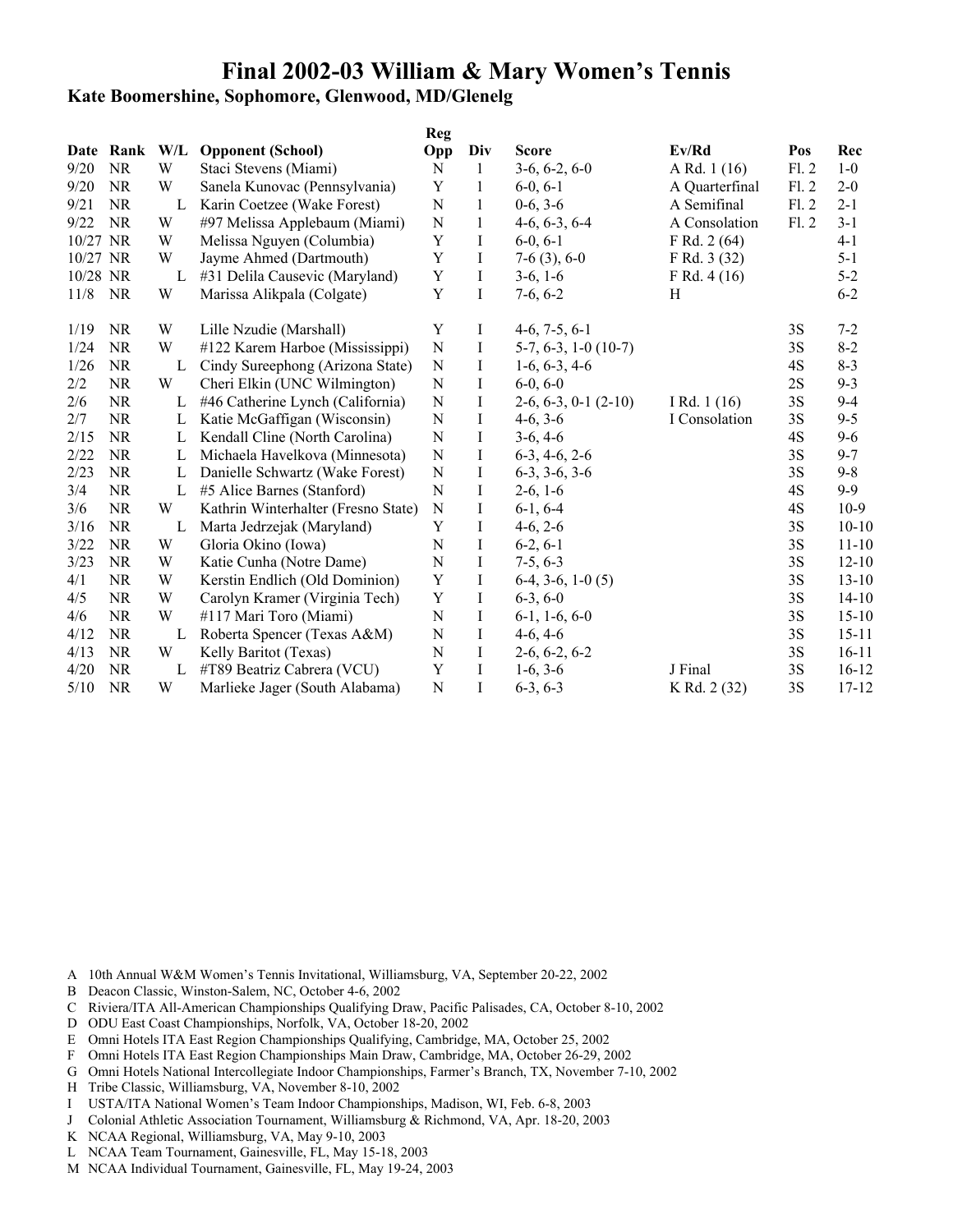# Final 2002-03 William & Mary Women's Tennis

### Kate Boomershine, Sophomore, Glenwood, MD/Glenelg

| Date | Rank | W/L | Opponent (School) | Reg Opp | Div | Score | Ev/Rd | Pos | Rec |
|---|---|---|---|---|---|---|---|---|---|
| 9/20 | NR | W | Staci Stevens (Miami) | N | 1 | 3-6, 6-2, 6-0 | A Rd. 1 (16) | Fl. 2 | 1-0 |
| 9/20 | NR | W | Sanela Kunovac (Pennsylvania) | Y | 1 | 6-0, 6-1 | A Quarterfinal | Fl. 2 | 2-0 |
| 9/21 | NR | L | Karin Coetzee (Wake Forest) | N | 1 | 0-6, 3-6 | A Semifinal | Fl. 2 | 2-1 |
| 9/22 | NR | W | #97 Melissa Applebaum (Miami) | N | 1 | 4-6, 6-3, 6-4 | A Consolation | Fl. 2 | 3-1 |
| 10/27 | NR | W | Melissa Nguyen (Columbia) | Y | I | 6-0, 6-1 | F Rd. 2 (64) | | 4-1 |
| 10/27 | NR | W | Jayme Ahmed (Dartmouth) | Y | I | 7-6 (3), 6-0 | F Rd. 3 (32) | | 5-1 |
| 10/28 | NR | L | #31 Delila Causevic (Maryland) | Y | I | 3-6, 1-6 | F Rd. 4 (16) | | 5-2 |
| 11/8 | NR | W | Marissa Alikpala (Colgate) | Y | I | 7-6, 6-2 | H | | 6-2 |
| 1/19 | NR | W | Lille Nzudie (Marshall) | Y | I | 4-6, 7-5, 6-1 | | 3S | 7-2 |
| 1/24 | NR | W | #122 Karem Harboe (Mississippi) | N | I | 5-7, 6-3, 1-0 (10-7) | | 3S | 8-2 |
| 1/26 | NR | L | Cindy Sureephong (Arizona State) | N | I | 1-6, 6-3, 4-6 | | 4S | 8-3 |
| 2/2 | NR | W | Cheri Elkin (UNC Wilmington) | N | I | 6-0, 6-0 | | 2S | 9-3 |
| 2/6 | NR | L | #46 Catherine Lynch (California) | N | I | 2-6, 6-3, 0-1 (2-10) | I Rd. 1 (16) | 3S | 9-4 |
| 2/7 | NR | L | Katie McGaffigan (Wisconsin) | N | I | 4-6, 3-6 | I Consolation | 3S | 9-5 |
| 2/15 | NR | L | Kendall Cline (North Carolina) | N | I | 3-6, 4-6 | | 4S | 9-6 |
| 2/22 | NR | L | Michaela Havelkova (Minnesota) | N | I | 6-3, 4-6, 2-6 | | 3S | 9-7 |
| 2/23 | NR | L | Danielle Schwartz (Wake Forest) | N | I | 6-3, 3-6, 3-6 | | 3S | 9-8 |
| 3/4 | NR | L | #5 Alice Barnes (Stanford) | N | I | 2-6, 1-6 | | 4S | 9-9 |
| 3/6 | NR | W | Kathrin Winterhalter (Fresno State) | N | I | 6-1, 6-4 | | 4S | 10-9 |
| 3/16 | NR | L | Marta Jedrzejak (Maryland) | Y | I | 4-6, 2-6 | | 3S | 10-10 |
| 3/22 | NR | W | Gloria Okino (Iowa) | N | I | 6-2, 6-1 | | 3S | 11-10 |
| 3/23 | NR | W | Katie Cunha (Notre Dame) | N | I | 7-5, 6-3 | | 3S | 12-10 |
| 4/1 | NR | W | Kerstin Endlich (Old Dominion) | Y | I | 6-4, 3-6, 1-0 (5) | | 3S | 13-10 |
| 4/5 | NR | W | Carolyn Kramer (Virginia Tech) | Y | I | 6-3, 6-0 | | 3S | 14-10 |
| 4/6 | NR | W | #117 Mari Toro (Miami) | N | I | 6-1, 1-6, 6-0 | | 3S | 15-10 |
| 4/12 | NR | L | Roberta Spencer (Texas A&M) | N | I | 4-6, 4-6 | | 3S | 15-11 |
| 4/13 | NR | W | Kelly Baritot (Texas) | N | I | 2-6, 6-2, 6-2 | | 3S | 16-11 |
| 4/20 | NR | L | #T89 Beatriz Cabrera (VCU) | Y | I | 1-6, 3-6 | J Final | 3S | 16-12 |
| 5/10 | NR | W | Marlieke Jager (South Alabama) | N | I | 6-3, 6-3 | K Rd. 2 (32) | 3S | 17-12 |

A 10th Annual W&M Women's Tennis Invitational, Williamsburg, VA, September 20-22, 2002
B Deacon Classic, Winston-Salem, NC, October 4-6, 2002
C Riviera/ITA All-American Championships Qualifying Draw, Pacific Palisades, CA, October 8-10, 2002
D ODU East Coast Championships, Norfolk, VA, October 18-20, 2002
E Omni Hotels ITA East Region Championships Qualifying, Cambridge, MA, October 25, 2002
F Omni Hotels ITA East Region Championships Main Draw, Cambridge, MA, October 26-29, 2002
G Omni Hotels National Intercollegiate Indoor Championships, Farmer's Branch, TX, November 7-10, 2002
H Tribe Classic, Williamsburg, VA, November 8-10, 2002
I USTA/ITA National Women's Team Indoor Championships, Madison, WI, Feb. 6-8, 2003
J Colonial Athletic Association Tournament, Williamsburg & Richmond, VA, Apr. 18-20, 2003
K NCAA Regional, Williamsburg, VA, May 9-10, 2003
L NCAA Team Tournament, Gainesville, FL, May 15-18, 2003
M NCAA Individual Tournament, Gainesville, FL, May 19-24, 2003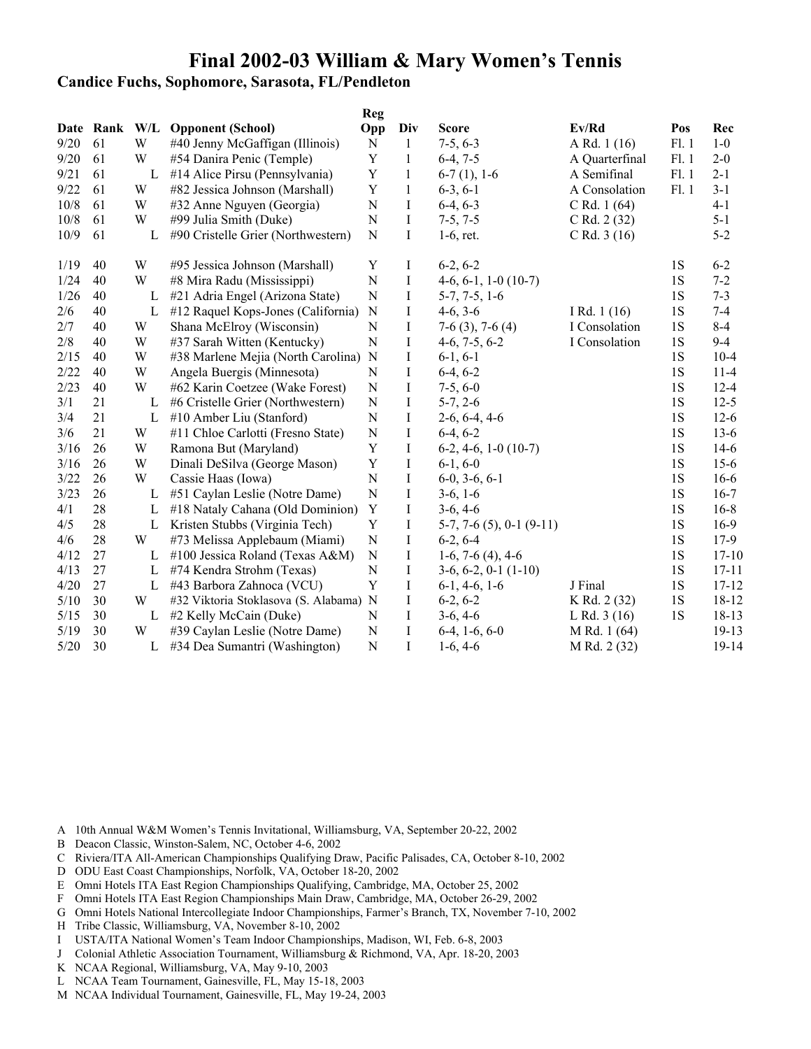# Final 2002-03 William & Mary Women's Tennis

## Candice Fuchs, Sophomore, Sarasota, FL/Pendleton

| Date | Rank | W/L | Opponent (School) | Reg Opp | Div | Score | Ev/Rd | Pos | Rec |
|---|---|---|---|---|---|---|---|---|---|
| 9/20 | 61 | W | #40 Jenny McGaffigan (Illinois) | N | 1 | 7-5, 6-3 | A Rd. 1 (16) | Fl. 1 | 1-0 |
| 9/20 | 61 | W | #54 Danira Penic (Temple) | Y | 1 | 6-4, 7-5 | A Quarterfinal | Fl. 1 | 2-0 |
| 9/21 | 61 | L | #14 Alice Pirsu (Pennsylvania) | Y | 1 | 6-7 (1), 1-6 | A Semifinal | Fl. 1 | 2-1 |
| 9/22 | 61 | W | #82 Jessica Johnson (Marshall) | Y | 1 | 6-3, 6-1 | A Consolation | Fl. 1 | 3-1 |
| 10/8 | 61 | W | #32 Anne Nguyen (Georgia) | N | I | 6-4, 6-3 | C Rd. 1 (64) | | 4-1 |
| 10/8 | 61 | W | #99 Julia Smith (Duke) | N | I | 7-5, 7-5 | C Rd. 2 (32) | | 5-1 |
| 10/9 | 61 | L | #90 Cristelle Grier (Northwestern) | N | I | 1-6, ret. | C Rd. 3 (16) | | 5-2 |
| 1/19 | 40 | W | #95 Jessica Johnson (Marshall) | Y | I | 6-2, 6-2 | | 1S | 6-2 |
| 1/24 | 40 | W | #8 Mira Radu (Mississippi) | N | I | 4-6, 6-1, 1-0 (10-7) | | 1S | 7-2 |
| 1/26 | 40 | L | #21 Adria Engel (Arizona State) | N | I | 5-7, 7-5, 1-6 | | 1S | 7-3 |
| 2/6 | 40 | L | #12 Raquel Kops-Jones (California) | N | I | 4-6, 3-6 | I Rd. 1 (16) | 1S | 7-4 |
| 2/7 | 40 | W | Shana McElroy (Wisconsin) | N | I | 7-6 (3), 7-6 (4) | I Consolation | 1S | 8-4 |
| 2/8 | 40 | W | #37 Sarah Witten (Kentucky) | N | I | 4-6, 7-5, 6-2 | I Consolation | 1S | 9-4 |
| 2/15 | 40 | W | #38 Marlene Mejia (North Carolina) | N | I | 6-1, 6-1 | | 1S | 10-4 |
| 2/22 | 40 | W | Angela Buergis (Minnesota) | N | I | 6-4, 6-2 | | 1S | 11-4 |
| 2/23 | 40 | W | #62 Karin Coetzee (Wake Forest) | N | I | 7-5, 6-0 | | 1S | 12-4 |
| 3/1 | 21 | L | #6 Cristelle Grier (Northwestern) | N | I | 5-7, 2-6 | | 1S | 12-5 |
| 3/4 | 21 | L | #10 Amber Liu (Stanford) | N | I | 2-6, 6-4, 4-6 | | 1S | 12-6 |
| 3/6 | 21 | W | #11 Chloe Carlotti (Fresno State) | N | I | 6-4, 6-2 | | 1S | 13-6 |
| 3/16 | 26 | W | Ramona But (Maryland) | Y | I | 6-2, 4-6, 1-0 (10-7) | | 1S | 14-6 |
| 3/16 | 26 | W | Dinali DeSilva (George Mason) | Y | I | 6-1, 6-0 | | 1S | 15-6 |
| 3/22 | 26 | W | Cassie Haas (Iowa) | N | I | 6-0, 3-6, 6-1 | | 1S | 16-6 |
| 3/23 | 26 | L | #51 Caylan Leslie (Notre Dame) | N | I | 3-6, 1-6 | | 1S | 16-7 |
| 4/1 | 28 | L | #18 Nataly Cahana (Old Dominion) | Y | I | 3-6, 4-6 | | 1S | 16-8 |
| 4/5 | 28 | L | Kristen Stubbs (Virginia Tech) | Y | I | 5-7, 7-6 (5), 0-1 (9-11) | | 1S | 16-9 |
| 4/6 | 28 | W | #73 Melissa Applebaum (Miami) | N | I | 6-2, 6-4 | | 1S | 17-9 |
| 4/12 | 27 | L | #100 Jessica Roland (Texas A&M) | N | I | 1-6, 7-6 (4), 4-6 | | 1S | 17-10 |
| 4/13 | 27 | L | #74 Kendra Strohm (Texas) | N | I | 3-6, 6-2, 0-1 (1-10) | | 1S | 17-11 |
| 4/20 | 27 | L | #43 Barbora Zahnoca (VCU) | Y | I | 6-1, 4-6, 1-6 | J Final | 1S | 17-12 |
| 5/10 | 30 | W | #32 Viktoria Stoklasova (S. Alabama) | N | I | 6-2, 6-2 | K Rd. 2 (32) | 1S | 18-12 |
| 5/15 | 30 | L | #2 Kelly McCain (Duke) | N | I | 3-6, 4-6 | L Rd. 3 (16) | 1S | 18-13 |
| 5/19 | 30 | W | #39 Caylan Leslie (Notre Dame) | N | I | 6-4, 1-6, 6-0 | M Rd. 1 (64) | | 19-13 |
| 5/20 | 30 | L | #34 Dea Sumantri (Washington) | N | I | 1-6, 4-6 | M Rd. 2 (32) | | 19-14 |

A 10th Annual W&M Women's Tennis Invitational, Williamsburg, VA, September 20-22, 2002
B Deacon Classic, Winston-Salem, NC, October 4-6, 2002
C Riviera/ITA All-American Championships Qualifying Draw, Pacific Palisades, CA, October 8-10, 2002
D ODU East Coast Championships, Norfolk, VA, October 18-20, 2002
E Omni Hotels ITA East Region Championships Qualifying, Cambridge, MA, October 25, 2002
F Omni Hotels ITA East Region Championships Main Draw, Cambridge, MA, October 26-29, 2002
G Omni Hotels National Intercollegiate Indoor Championships, Farmer's Branch, TX, November 7-10, 2002
H Tribe Classic, Williamsburg, VA, November 8-10, 2002
I USTA/ITA National Women's Team Indoor Championships, Madison, WI, Feb. 6-8, 2003
J Colonial Athletic Association Tournament, Williamsburg & Richmond, VA, Apr. 18-20, 2003
K NCAA Regional, Williamsburg, VA, May 9-10, 2003
L NCAA Team Tournament, Gainesville, FL, May 15-18, 2003
M NCAA Individual Tournament, Gainesville, FL, May 19-24, 2003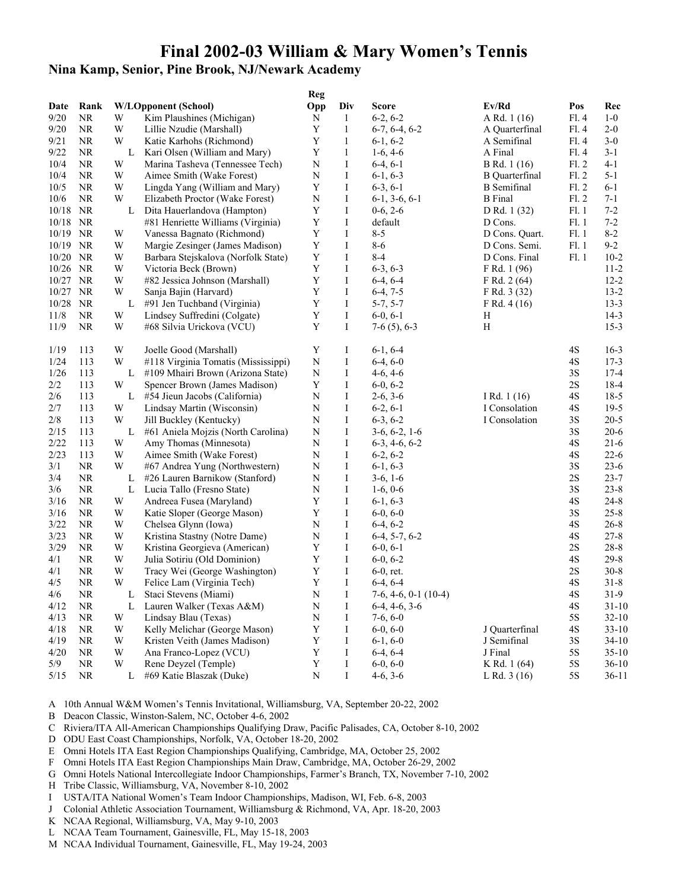# Final 2002-03 William & Mary Women's Tennis

## Nina Kamp, Senior, Pine Brook, NJ/Newark Academy

| Date | Rank | W/L | Opponent (School) | Reg Opp | Div | Score | Ev/Rd | Pos | Rec |
|---|---|---|---|---|---|---|---|---|---|
| 9/20 | NR | W | Kim Plaushines (Michigan) | N | 1 | 6-2, 6-2 | A Rd. 1 (16) | Fl. 4 | 1-0 |
| 9/20 | NR | W | Lillie Nzudie (Marshall) | Y | 1 | 6-7, 6-4, 6-2 | A Quarterfinal | Fl. 4 | 2-0 |
| 9/21 | NR | W | Katie Karhohs (Richmond) | Y | 1 | 6-1, 6-2 | A Semifinal | Fl. 4 | 3-0 |
| 9/22 | NR | L | Kari Olsen (William and Mary) | Y | 1 | 1-6, 4-6 | A Final | Fl. 4 | 3-1 |
| 10/4 | NR | W | Marina Tasheva (Tennessee Tech) | N | I | 6-4, 6-1 | B Rd. 1 (16) | Fl. 2 | 4-1 |
| 10/4 | NR | W | Aimee Smith (Wake Forest) | N | I | 6-1, 6-3 | B Quarterfinal | Fl. 2 | 5-1 |
| 10/5 | NR | W | Lingda Yang (William and Mary) | Y | I | 6-3, 6-1 | B Semifinal | Fl. 2 | 6-1 |
| 10/6 | NR | W | Elizabeth Proctor (Wake Forest) | N | I | 6-1, 3-6, 6-1 | B Final | Fl. 2 | 7-1 |
| 10/18 | NR | L | Dita Hauerlandova (Hampton) | Y | I | 0-6, 2-6 | D Rd. 1 (32) | Fl. 1 | 7-2 |
| 10/18 | NR | | #81 Henriette Williams (Virginia) | Y | I | default | D Cons. | Fl. 1 | 7-2 |
| 10/19 | NR | W | Vanessa Bagnato (Richmond) | Y | I | 8-5 | D Cons. Quart. | Fl. 1 | 8-2 |
| 10/19 | NR | W | Margie Zesinger (James Madison) | Y | I | 8-6 | D Cons. Semi. | Fl. 1 | 9-2 |
| 10/20 | NR | W | Barbara Stejskalova (Norfolk State) | Y | I | 8-4 | D Cons. Final | Fl. 1 | 10-2 |
| 10/26 | NR | W | Victoria Beck (Brown) | Y | I | 6-3, 6-3 | F Rd. 1 (96) | | 11-2 |
| 10/27 | NR | W | #82 Jessica Johnson (Marshall) | Y | I | 6-4, 6-4 | F Rd. 2 (64) | | 12-2 |
| 10/27 | NR | W | Sanja Bajin (Harvard) | Y | I | 6-4, 7-5 | F Rd. 3 (32) | | 13-2 |
| 10/28 | NR | L | #91 Jen Tuchband (Virginia) | Y | I | 5-7, 5-7 | F Rd. 4 (16) | | 13-3 |
| 11/8 | NR | W | Lindsey Suffredini (Colgate) | Y | I | 6-0, 6-1 | H | | 14-3 |
| 11/9 | NR | W | #68 Silvia Urickova (VCU) | Y | I | 7-6 (5), 6-3 | H | | 15-3 |
| 1/19 | 113 | W | Joelle Good (Marshall) | Y | I | 6-1, 6-4 | | 4S | 16-3 |
| 1/24 | 113 | W | #118 Virginia Tomatis (Mississippi) | N | I | 6-4, 6-0 | | 4S | 17-3 |
| 1/26 | 113 | L | #109 Mhairi Brown (Arizona State) | N | I | 4-6, 4-6 | | 3S | 17-4 |
| 2/2 | 113 | W | Spencer Brown (James Madison) | Y | I | 6-0, 6-2 | | 2S | 18-4 |
| 2/6 | 113 | L | #54 Jieun Jacobs (California) | N | I | 2-6, 3-6 | I Rd. 1 (16) | 4S | 18-5 |
| 2/7 | 113 | W | Lindsay Martin (Wisconsin) | N | I | 6-2, 6-1 | I Consolation | 4S | 19-5 |
| 2/8 | 113 | W | Jill Buckley (Kentucky) | N | I | 6-3, 6-2 | I Consolation | 3S | 20-5 |
| 2/15 | 113 | L | #61 Aniela Mojzis (North Carolina) | N | I | 3-6, 6-2, 1-6 | | 3S | 20-6 |
| 2/22 | 113 | W | Amy Thomas (Minnesota) | N | I | 6-3, 4-6, 6-2 | | 4S | 21-6 |
| 2/23 | 113 | W | Aimee Smith (Wake Forest) | N | I | 6-2, 6-2 | | 4S | 22-6 |
| 3/1 | NR | W | #67 Andrea Yung (Northwestern) | N | I | 6-1, 6-3 | | 3S | 23-6 |
| 3/4 | NR | L | #26 Lauren Barnikow (Stanford) | N | I | 3-6, 1-6 | | 2S | 23-7 |
| 3/6 | NR | L | Lucia Tallo (Fresno State) | N | I | 1-6, 0-6 | | 3S | 23-8 |
| 3/16 | NR | W | Andreea Fusea (Maryland) | Y | I | 6-1, 6-3 | | 4S | 24-8 |
| 3/16 | NR | W | Katie Sloper (George Mason) | Y | I | 6-0, 6-0 | | 3S | 25-8 |
| 3/22 | NR | W | Chelsea Glynn (Iowa) | N | I | 6-4, 6-2 | | 4S | 26-8 |
| 3/23 | NR | W | Kristina Stastny (Notre Dame) | N | I | 6-4, 5-7, 6-2 | | 4S | 27-8 |
| 3/29 | NR | W | Kristina Georgieva (American) | Y | I | 6-0, 6-1 | | 2S | 28-8 |
| 4/1 | NR | W | Julia Sotiriu (Old Dominion) | Y | I | 6-0, 6-2 | | 4S | 29-8 |
| 4/1 | NR | W | Tracy Wei (George Washington) | Y | I | 6-0, ret. | | 2S | 30-8 |
| 4/5 | NR | W | Felice Lam (Virginia Tech) | Y | I | 6-4, 6-4 | | 4S | 31-8 |
| 4/6 | NR | L | Staci Stevens (Miami) | N | I | 7-6, 4-6, 0-1 (10-4) | | 4S | 31-9 |
| 4/12 | NR | L | Lauren Walker (Texas A&M) | N | I | 6-4, 4-6, 3-6 | | 4S | 31-10 |
| 4/13 | NR | W | Lindsay Blau (Texas) | N | I | 7-6, 6-0 | | 5S | 32-10 |
| 4/18 | NR | W | Kelly Melichar (George Mason) | Y | I | 6-0, 6-0 | J Quarterfinal | 4S | 33-10 |
| 4/19 | NR | W | Kristen Veith (James Madison) | Y | I | 6-1, 6-0 | J Semifinal | 3S | 34-10 |
| 4/20 | NR | W | Ana Franco-Lopez (VCU) | Y | I | 6-4, 6-4 | J Final | 5S | 35-10 |
| 5/9 | NR | W | Rene Deyzel (Temple) | Y | I | 6-0, 6-0 | K Rd. 1 (64) | 5S | 36-10 |
| 5/15 | NR | L | #69 Katie Blaszak (Duke) | N | I | 4-6, 3-6 | L Rd. 3 (16) | 5S | 36-11 |

A 10th Annual W&M Women's Tennis Invitational, Williamsburg, VA, September 20-22, 2002
B Deacon Classic, Winston-Salem, NC, October 4-6, 2002
C Riviera/ITA All-American Championships Qualifying Draw, Pacific Palisades, CA, October 8-10, 2002
D ODU East Coast Championships, Norfolk, VA, October 18-20, 2002
E Omni Hotels ITA East Region Championships Qualifying, Cambridge, MA, October 25, 2002
F Omni Hotels ITA East Region Championships Main Draw, Cambridge, MA, October 26-29, 2002
G Omni Hotels National Intercollegiate Indoor Championships, Farmer's Branch, TX, November 7-10, 2002
H Tribe Classic, Williamsburg, VA, November 8-10, 2002
I USTA/ITA National Women's Team Indoor Championships, Madison, WI, Feb. 6-8, 2003
J Colonial Athletic Association Tournament, Williamsburg & Richmond, VA, Apr. 18-20, 2003
K NCAA Regional, Williamsburg, VA, May 9-10, 2003
L NCAA Team Tournament, Gainesville, FL, May 15-18, 2003
M NCAA Individual Tournament, Gainesville, FL, May 19-24, 2003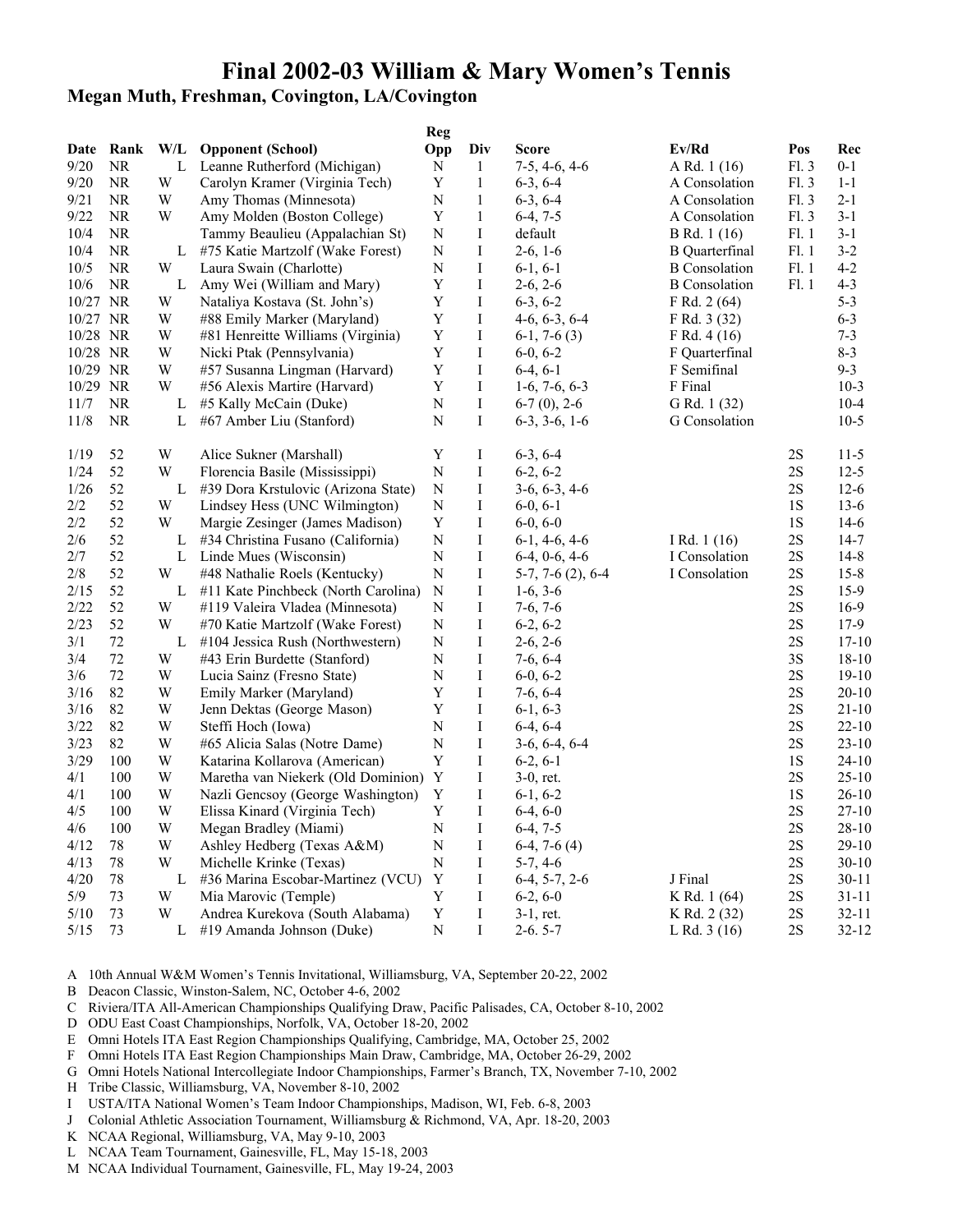# Final 2002-03 William & Mary Women's Tennis

## Megan Muth, Freshman, Covington, LA/Covington

| Date | Rank | W/L | Opponent (School) | Reg Opp | Div | Score | Ev/Rd | Pos | Rec |
|---|---|---|---|---|---|---|---|---|---|
| 9/20 | NR | L | Leanne Rutherford (Michigan) | N | 1 | 7-5, 4-6, 4-6 | A Rd. 1 (16) | Fl. 3 | 0-1 |
| 9/20 | NR | W | Carolyn Kramer (Virginia Tech) | Y | 1 | 6-3, 6-4 | A Consolation | Fl. 3 | 1-1 |
| 9/21 | NR | W | Amy Thomas (Minnesota) | N | 1 | 6-3, 6-4 | A Consolation | Fl. 3 | 2-1 |
| 9/22 | NR | W | Amy Molden (Boston College) | Y | 1 | 6-4, 7-5 | A Consolation | Fl. 3 | 3-1 |
| 10/4 | NR | | Tammy Beaulieu (Appalachian St) | N | I | default | B Rd. 1 (16) | Fl. 1 | 3-1 |
| 10/4 | NR | L | #75 Katie Martzolf (Wake Forest) | N | I | 2-6, 1-6 | B Quarterfinal | Fl. 1 | 3-2 |
| 10/5 | NR | W | Laura Swain (Charlotte) | N | I | 6-1, 6-1 | B Consolation | Fl. 1 | 4-2 |
| 10/6 | NR | L | Amy Wei (William and Mary) | Y | I | 2-6, 2-6 | B Consolation | Fl. 1 | 4-3 |
| 10/27 | NR | W | Nataliya Kostava (St. John's) | Y | I | 6-3, 6-2 | F Rd. 2 (64) | | 5-3 |
| 10/27 | NR | W | #88 Emily Marker (Maryland) | Y | I | 4-6, 6-3, 6-4 | F Rd. 3 (32) | | 6-3 |
| 10/28 | NR | W | #81 Henreitte Williams (Virginia) | Y | I | 6-1, 7-6 (3) | F Rd. 4 (16) | | 7-3 |
| 10/28 | NR | W | Nicki Ptak (Pennsylvania) | Y | I | 6-0, 6-2 | F Quarterfinal | | 8-3 |
| 10/29 | NR | W | #57 Susanna Lingman (Harvard) | Y | I | 6-4, 6-1 | F Semifinal | | 9-3 |
| 10/29 | NR | W | #56 Alexis Martire (Harvard) | Y | I | 1-6, 7-6, 6-3 | F Final | | 10-3 |
| 11/7 | NR | L | #5 Kally McCain (Duke) | N | I | 6-7 (0), 2-6 | G Rd. 1 (32) | | 10-4 |
| 11/8 | NR | L | #67 Amber Liu (Stanford) | N | I | 6-3, 3-6, 1-6 | G Consolation | | 10-5 |
| 1/19 | 52 | W | Alice Sukner (Marshall) | Y | I | 6-3, 6-4 | | 2S | 11-5 |
| 1/24 | 52 | W | Florencia Basile (Mississippi) | N | I | 6-2, 6-2 | | 2S | 12-5 |
| 1/26 | 52 | L | #39 Dora Krstulovic (Arizona State) | N | I | 3-6, 6-3, 4-6 | | 2S | 12-6 |
| 2/2 | 52 | W | Lindsey Hess (UNC Wilmington) | N | I | 6-0, 6-1 | | 1S | 13-6 |
| 2/2 | 52 | W | Margie Zesinger (James Madison) | Y | I | 6-0, 6-0 | | 1S | 14-6 |
| 2/6 | 52 | L | #34 Christina Fusano (California) | N | I | 6-1, 4-6, 4-6 | I Rd. 1 (16) | 2S | 14-7 |
| 2/7 | 52 | L | Linde Mues (Wisconsin) | N | I | 6-4, 0-6, 4-6 | I Consolation | 2S | 14-8 |
| 2/8 | 52 | W | #48 Nathalie Roels (Kentucky) | N | I | 5-7, 7-6 (2), 6-4 | I Consolation | 2S | 15-8 |
| 2/15 | 52 | L | #11 Kate Pinchbeck (North Carolina) | N | I | 1-6, 3-6 | | 2S | 15-9 |
| 2/22 | 52 | W | #119 Valeira Vladea (Minnesota) | N | I | 7-6, 7-6 | | 2S | 16-9 |
| 2/23 | 52 | W | #70 Katie Martzolf (Wake Forest) | N | I | 6-2, 6-2 | | 2S | 17-9 |
| 3/1 | 72 | L | #104 Jessica Rush (Northwestern) | N | I | 2-6, 2-6 | | 2S | 17-10 |
| 3/4 | 72 | W | #43 Erin Burdette (Stanford) | N | I | 7-6, 6-4 | | 3S | 18-10 |
| 3/6 | 72 | W | Lucia Sainz (Fresno State) | N | I | 6-0, 6-2 | | 2S | 19-10 |
| 3/16 | 82 | W | Emily Marker (Maryland) | Y | I | 7-6, 6-4 | | 2S | 20-10 |
| 3/16 | 82 | W | Jenn Dektas (George Mason) | Y | I | 6-1, 6-3 | | 2S | 21-10 |
| 3/22 | 82 | W | Steffi Hoch (Iowa) | N | I | 6-4, 6-4 | | 2S | 22-10 |
| 3/23 | 82 | W | #65 Alicia Salas (Notre Dame) | N | I | 3-6, 6-4, 6-4 | | 2S | 23-10 |
| 3/29 | 100 | W | Katarina Kollarova (American) | Y | I | 6-2, 6-1 | | 1S | 24-10 |
| 4/1 | 100 | W | Maretha van Niekerk (Old Dominion) | Y | I | 3-0, ret. | | 2S | 25-10 |
| 4/1 | 100 | W | Nazli Gencsoy (George Washington) | Y | I | 6-1, 6-2 | | 1S | 26-10 |
| 4/5 | 100 | W | Elissa Kinard (Virginia Tech) | Y | I | 6-4, 6-0 | | 2S | 27-10 |
| 4/6 | 100 | W | Megan Bradley (Miami) | N | I | 6-4, 7-5 | | 2S | 28-10 |
| 4/12 | 78 | W | Ashley Hedberg (Texas A&M) | N | I | 6-4, 7-6 (4) | | 2S | 29-10 |
| 4/13 | 78 | W | Michelle Krinke (Texas) | N | I | 5-7, 4-6 | | 2S | 30-10 |
| 4/20 | 78 | L | #36 Marina Escobar-Martinez (VCU) | Y | I | 6-4, 5-7, 2-6 | J Final | 2S | 30-11 |
| 5/9 | 73 | W | Mia Marovic (Temple) | Y | I | 6-2, 6-0 | K Rd. 1 (64) | 2S | 31-11 |
| 5/10 | 73 | W | Andrea Kurekova (South Alabama) | Y | I | 3-1, ret. | K Rd. 2 (32) | 2S | 32-11 |
| 5/15 | 73 | L | #19 Amanda Johnson (Duke) | N | I | 2-6. 5-7 | L Rd. 3 (16) | 2S | 32-12 |

A 10th Annual W&M Women's Tennis Invitational, Williamsburg, VA, September 20-22, 2002
B Deacon Classic, Winston-Salem, NC, October 4-6, 2002
C Riviera/ITA All-American Championships Qualifying Draw, Pacific Palisades, CA, October 8-10, 2002
D ODU East Coast Championships, Norfolk, VA, October 18-20, 2002
E Omni Hotels ITA East Region Championships Qualifying, Cambridge, MA, October 25, 2002
F Omni Hotels ITA East Region Championships Main Draw, Cambridge, MA, October 26-29, 2002
G Omni Hotels National Intercollegiate Indoor Championships, Farmer's Branch, TX, November 7-10, 2002
H Tribe Classic, Williamsburg, VA, November 8-10, 2002
I USTA/ITA National Women's Team Indoor Championships, Madison, WI, Feb. 6-8, 2003
J Colonial Athletic Association Tournament, Williamsburg & Richmond, VA, Apr. 18-20, 2003
K NCAA Regional, Williamsburg, VA, May 9-10, 2003
L NCAA Team Tournament, Gainesville, FL, May 15-18, 2003
M NCAA Individual Tournament, Gainesville, FL, May 19-24, 2003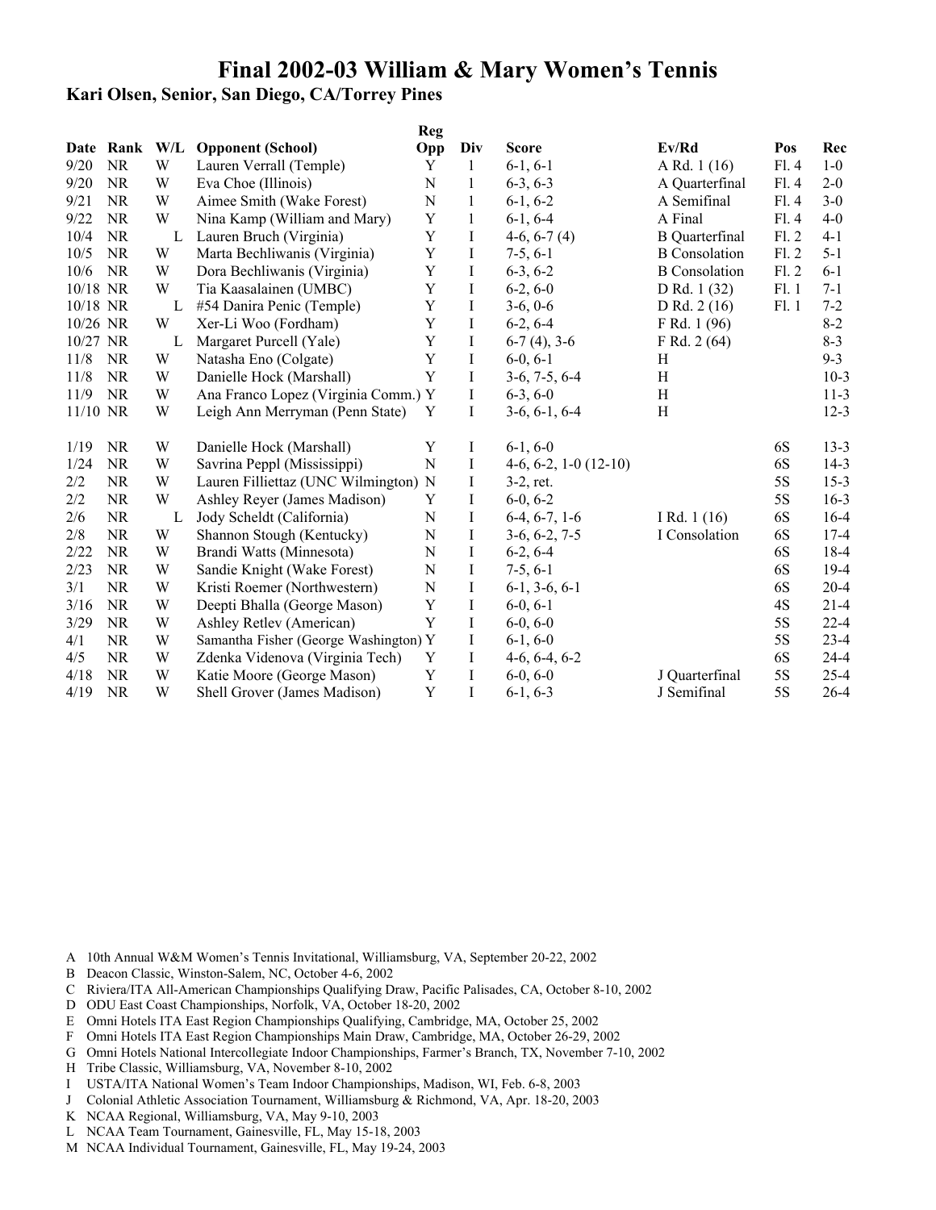# Final 2002-03 William & Mary Women's Tennis

## Kari Olsen, Senior, San Diego, CA/Torrey Pines

| Date | Rank | W/L | Opponent (School) | Reg Opp | Div | Score | Ev/Rd | Pos | Rec |
|---|---|---|---|---|---|---|---|---|---|
| 9/20 | NR | W | Lauren Verrall (Temple) | Y | 1 | 6-1, 6-1 | A Rd. 1 (16) | Fl. 4 | 1-0 |
| 9/20 | NR | W | Eva Choe (Illinois) | N | 1 | 6-3, 6-3 | A Quarterfinal | Fl. 4 | 2-0 |
| 9/21 | NR | W | Aimee Smith (Wake Forest) | N | 1 | 6-1, 6-2 | A Semifinal | Fl. 4 | 3-0 |
| 9/22 | NR | W | Nina Kamp (William and Mary) | Y | 1 | 6-1, 6-4 | A Final | Fl. 4 | 4-0 |
| 10/4 | NR | L | Lauren Bruch (Virginia) | Y | I | 4-6, 6-7 (4) | B Quarterfinal | Fl. 2 | 4-1 |
| 10/5 | NR | W | Marta Bechliwanis (Virginia) | Y | I | 7-5, 6-1 | B Consolation | Fl. 2 | 5-1 |
| 10/6 | NR | W | Dora Bechliwanis (Virginia) | Y | I | 6-3, 6-2 | B Consolation | Fl. 2 | 6-1 |
| 10/18 | NR | W | Tia Kaasalainen (UMBC) | Y | I | 6-2, 6-0 | D Rd. 1 (32) | Fl. 1 | 7-1 |
| 10/18 | NR | L | #54 Danira Penic (Temple) | Y | I | 3-6, 0-6 | D Rd. 2 (16) | Fl. 1 | 7-2 |
| 10/26 | NR | W | Xer-Li Woo (Fordham) | Y | I | 6-2, 6-4 | F Rd. 1 (96) | | 8-2 |
| 10/27 | NR | L | Margaret Purcell (Yale) | Y | I | 6-7 (4), 3-6 | F Rd. 2 (64) | | 8-3 |
| 11/8 | NR | W | Natasha Eno (Colgate) | Y | I | 6-0, 6-1 | H | | 9-3 |
| 11/8 | NR | W | Danielle Hock (Marshall) | Y | I | 3-6, 7-5, 6-4 | H | | 10-3 |
| 11/9 | NR | W | Ana Franco Lopez (Virginia Comm.) | Y | I | 6-3, 6-0 | H | | 11-3 |
| 11/10 | NR | W | Leigh Ann Merryman (Penn State) | Y | I | 3-6, 6-1, 6-4 | H | | 12-3 |
| 1/19 | NR | W | Danielle Hock (Marshall) | Y | I | 6-1, 6-0 | | 6S | 13-3 |
| 1/24 | NR | W | Savrina Peppl (Mississippi) | N | I | 4-6, 6-2, 1-0 (12-10) | | 6S | 14-3 |
| 2/2 | NR | W | Lauren Filliettaz (UNC Wilmington) | N | I | 3-2, ret. | | 5S | 15-3 |
| 2/2 | NR | W | Ashley Reyer (James Madison) | Y | I | 6-0, 6-2 | | 5S | 16-3 |
| 2/6 | NR | L | Jody Scheldt (California) | N | I | 6-4, 6-7, 1-6 | I Rd. 1 (16) | 6S | 16-4 |
| 2/8 | NR | W | Shannon Stough (Kentucky) | N | I | 3-6, 6-2, 7-5 | I Consolation | 6S | 17-4 |
| 2/22 | NR | W | Brandi Watts (Minnesota) | N | I | 6-2, 6-4 | | 6S | 18-4 |
| 2/23 | NR | W | Sandie Knight (Wake Forest) | N | I | 7-5, 6-1 | | 6S | 19-4 |
| 3/1 | NR | W | Kristi Roemer (Northwestern) | N | I | 6-1, 3-6, 6-1 | | 6S | 20-4 |
| 3/16 | NR | W | Deepti Bhalla (George Mason) | Y | I | 6-0, 6-1 | | 4S | 21-4 |
| 3/29 | NR | W | Ashley Retlev (American) | Y | I | 6-0, 6-0 | | 5S | 22-4 |
| 4/1 | NR | W | Samantha Fisher (George Washington) | Y | I | 6-1, 6-0 | | 5S | 23-4 |
| 4/5 | NR | W | Zdenka Videnova (Virginia Tech) | Y | I | 4-6, 6-4, 6-2 | | 6S | 24-4 |
| 4/18 | NR | W | Katie Moore (George Mason) | Y | I | 6-0, 6-0 | J Quarterfinal | 5S | 25-4 |
| 4/19 | NR | W | Shell Grover (James Madison) | Y | I | 6-1, 6-3 | J Semifinal | 5S | 26-4 |

A 10th Annual W&M Women's Tennis Invitational, Williamsburg, VA, September 20-22, 2002
B Deacon Classic, Winston-Salem, NC, October 4-6, 2002
C Riviera/ITA All-American Championships Qualifying Draw, Pacific Palisades, CA, October 8-10, 2002
D ODU East Coast Championships, Norfolk, VA, October 18-20, 2002
E Omni Hotels ITA East Region Championships Qualifying, Cambridge, MA, October 25, 2002
F Omni Hotels ITA East Region Championships Main Draw, Cambridge, MA, October 26-29, 2002
G Omni Hotels National Intercollegiate Indoor Championships, Farmer's Branch, TX, November 7-10, 2002
H Tribe Classic, Williamsburg, VA, November 8-10, 2002
I USTA/ITA National Women's Team Indoor Championships, Madison, WI, Feb. 6-8, 2003
J Colonial Athletic Association Tournament, Williamsburg & Richmond, VA, Apr. 18-20, 2003
K NCAA Regional, Williamsburg, VA, May 9-10, 2003
L NCAA Team Tournament, Gainesville, FL, May 15-18, 2003
M NCAA Individual Tournament, Gainesville, FL, May 19-24, 2003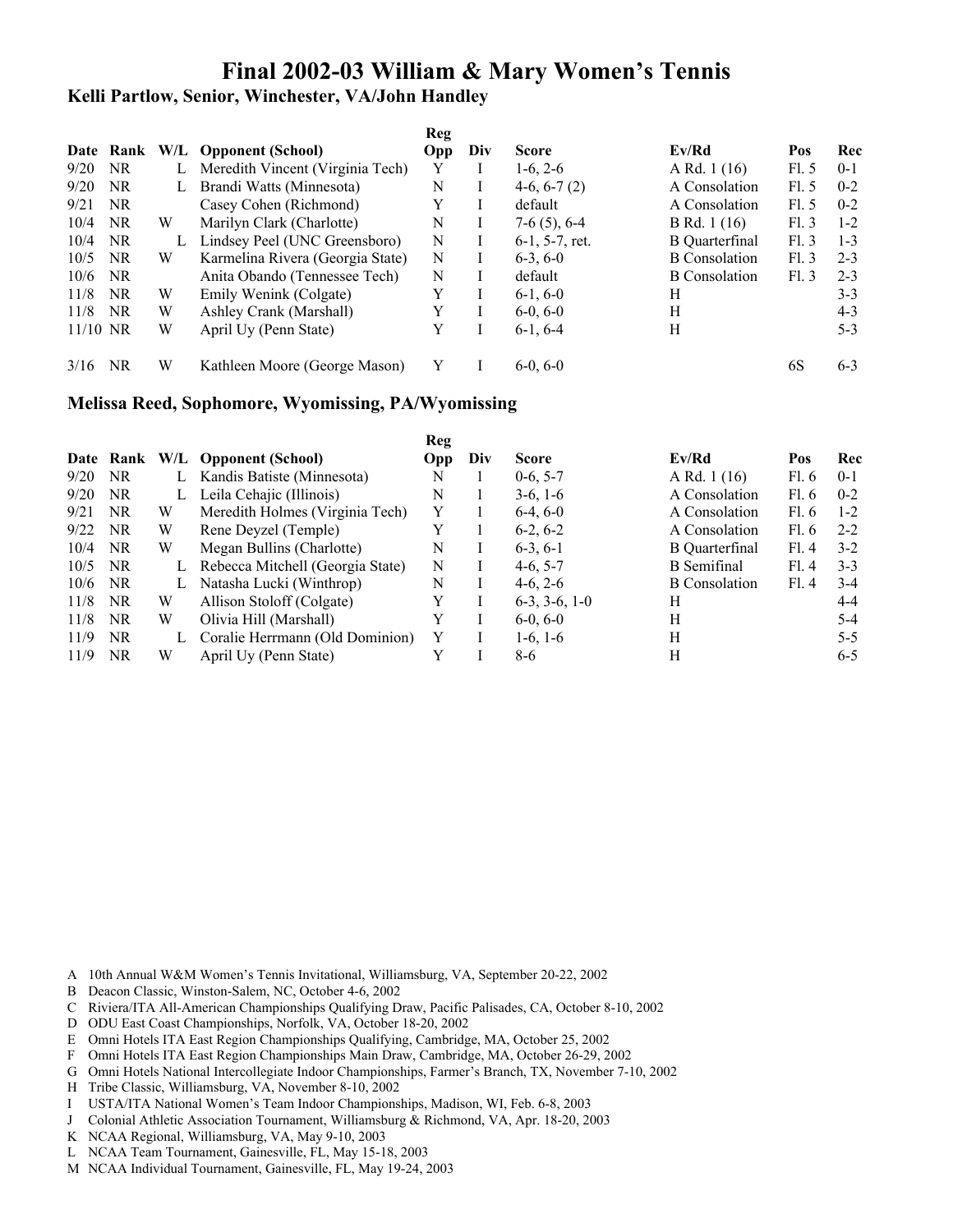# Final 2002-03 William & Mary Women's Tennis

## Kelli Partlow, Senior, Winchester, VA/John Handley

| Date | Rank | W/L | Opponent (School) | Reg Opp | Div | Score | Ev/Rd | Pos | Rec |
|---|---|---|---|---|---|---|---|---|---|
| 9/20 | NR | L | Meredith Vincent (Virginia Tech) | Y | I | 1-6, 2-6 | A Rd. 1 (16) | Fl. 5 | 0-1 |
| 9/20 | NR | L | Brandi Watts (Minnesota) | N | I | 4-6, 6-7 (2) | A Consolation | Fl. 5 | 0-2 |
| 9/21 | NR | | Casey Cohen (Richmond) | Y | I | default | A Consolation | Fl. 5 | 0-2 |
| 10/4 | NR | W | Marilyn Clark (Charlotte) | N | I | 7-6 (5), 6-4 | B Rd. 1 (16) | Fl. 3 | 1-2 |
| 10/4 | NR | L | Lindsey Peel (UNC Greensboro) | N | I | 6-1, 5-7, ret. | B Quarterfinal | Fl. 3 | 1-3 |
| 10/5 | NR | W | Karmelina Rivera (Georgia State) | N | I | 6-3, 6-0 | B Consolation | Fl. 3 | 2-3 |
| 10/6 | NR | | Anita Obando (Tennessee Tech) | N | I | default | B Consolation | Fl. 3 | 2-3 |
| 11/8 | NR | W | Emily Wenink (Colgate) | Y | I | 6-1, 6-0 | H | | 3-3 |
| 11/8 | NR | W | Ashley Crank (Marshall) | Y | I | 6-0, 6-0 | H | | 4-3 |
| 11/10 | NR | W | April Uy (Penn State) | Y | I | 6-1, 6-4 | H | | 5-3 |
| 3/16 | NR | W | Kathleen Moore (George Mason) | Y | I | 6-0, 6-0 | | 6S | 6-3 |

## Melissa Reed, Sophomore, Wyomissing, PA/Wyomissing

| Date | Rank | W/L | Opponent (School) | Reg Opp | Div | Score | Ev/Rd | Pos | Rec |
|---|---|---|---|---|---|---|---|---|---|
| 9/20 | NR | L | Kandis Batiste (Minnesota) | N | 1 | 0-6, 5-7 | A Rd. 1 (16) | Fl. 6 | 0-1 |
| 9/20 | NR | L | Leila Cehajic (Illinois) | N | 1 | 3-6, 1-6 | A Consolation | Fl. 6 | 0-2 |
| 9/21 | NR | W | Meredith Holmes (Virginia Tech) | Y | 1 | 6-4, 6-0 | A Consolation | Fl. 6 | 1-2 |
| 9/22 | NR | W | Rene Deyzel (Temple) | Y | 1 | 6-2, 6-2 | A Consolation | Fl. 6 | 2-2 |
| 10/4 | NR | W | Megan Bullins (Charlotte) | N | I | 6-3, 6-1 | B Quarterfinal | Fl. 4 | 3-2 |
| 10/5 | NR | L | Rebecca Mitchell (Georgia State) | N | I | 4-6, 5-7 | B Semifinal | Fl. 4 | 3-3 |
| 10/6 | NR | L | Natasha Lucki (Winthrop) | N | I | 4-6, 2-6 | B Consolation | Fl. 4 | 3-4 |
| 11/8 | NR | W | Allison Stoloff (Colgate) | Y | I | 6-3, 3-6, 1-0 | H | | 4-4 |
| 11/8 | NR | W | Olivia Hill (Marshall) | Y | I | 6-0, 6-0 | H | | 5-4 |
| 11/9 | NR | L | Coralie Herrmann (Old Dominion) | Y | I | 1-6, 1-6 | H | | 5-5 |
| 11/9 | NR | W | April Uy (Penn State) | Y | I | 8-6 | H | | 6-5 |

A 10th Annual W&M Women's Tennis Invitational, Williamsburg, VA, September 20-22, 2002
B Deacon Classic, Winston-Salem, NC, October 4-6, 2002
C Riviera/ITA All-American Championships Qualifying Draw, Pacific Palisades, CA, October 8-10, 2002
D ODU East Coast Championships, Norfolk, VA, October 18-20, 2002
E Omni Hotels ITA East Region Championships Qualifying, Cambridge, MA, October 25, 2002
F Omni Hotels ITA East Region Championships Main Draw, Cambridge, MA, October 26-29, 2002
G Omni Hotels National Intercollegiate Indoor Championships, Farmer's Branch, TX, November 7-10, 2002
H Tribe Classic, Williamsburg, VA, November 8-10, 2002
I USTA/ITA National Women's Team Indoor Championships, Madison, WI, Feb. 6-8, 2003
J Colonial Athletic Association Tournament, Williamsburg & Richmond, VA, Apr. 18-20, 2003
K NCAA Regional, Williamsburg, VA, May 9-10, 2003
L NCAA Team Tournament, Gainesville, FL, May 15-18, 2003
M NCAA Individual Tournament, Gainesville, FL, May 19-24, 2003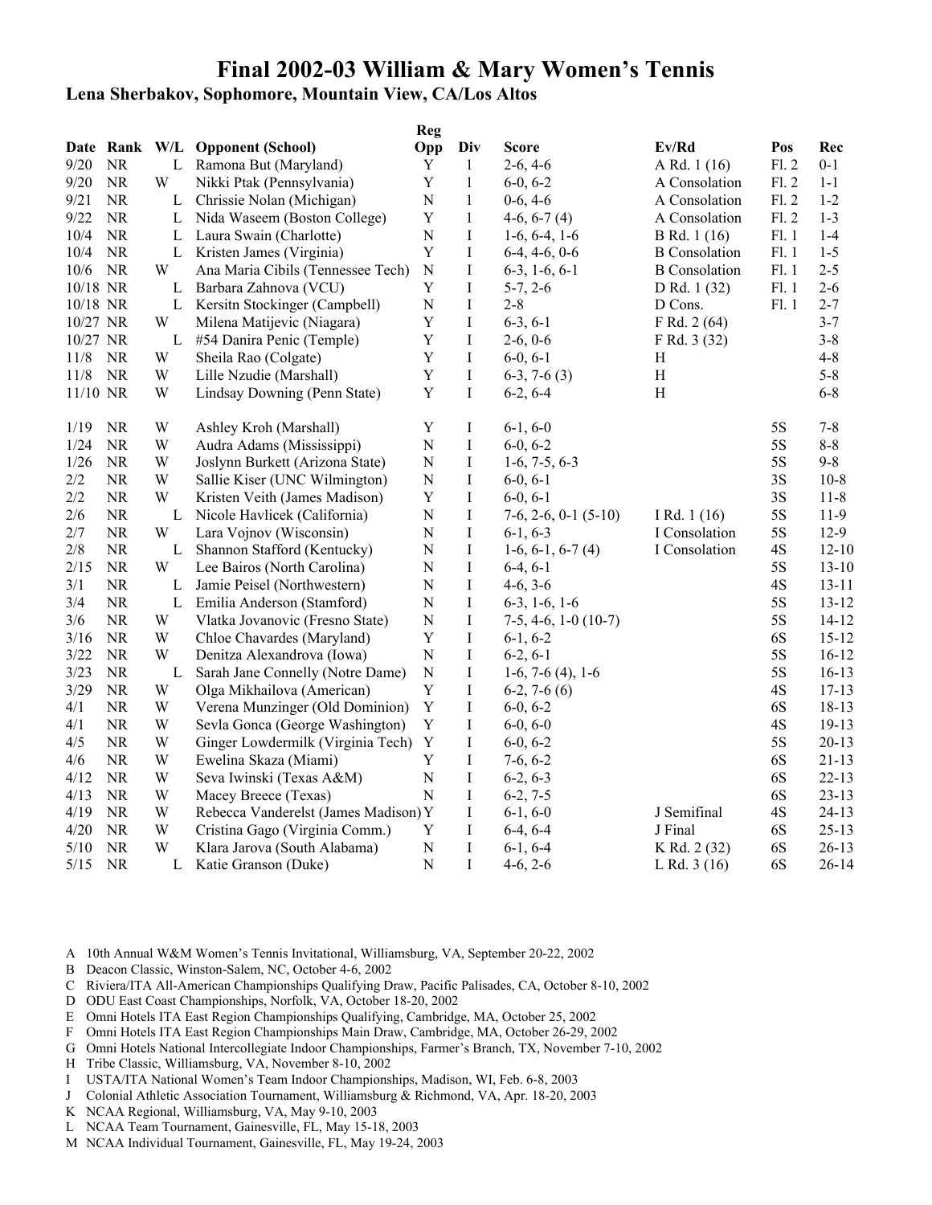# Final 2002-03 William & Mary Women's Tennis

## Lena Sherbakov, Sophomore, Mountain View, CA/Los Altos

| Date | Rank | W/L | Opponent (School) | Reg Opp | Div | Score | Ev/Rd | Pos | Rec |
|---|---|---|---|---|---|---|---|---|---|
| 9/20 | NR | L | Ramona But (Maryland) | Y | 1 | 2-6, 4-6 | A Rd. 1 (16) | Fl. 2 | 0-1 |
| 9/20 | NR | W | Nikki Ptak (Pennsylvania) | Y | 1 | 6-0, 6-2 | A Consolation | Fl. 2 | 1-1 |
| 9/21 | NR | L | Chrissie Nolan (Michigan) | N | 1 | 0-6, 4-6 | A Consolation | Fl. 2 | 1-2 |
| 9/22 | NR | L | Nida Waseem (Boston College) | Y | 1 | 4-6, 6-7 (4) | A Consolation | Fl. 2 | 1-3 |
| 10/4 | NR | L | Laura Swain (Charlotte) | N | I | 1-6, 6-4, 1-6 | B Rd. 1 (16) | Fl. 1 | 1-4 |
| 10/4 | NR | L | Kristen James (Virginia) | Y | I | 6-4, 4-6, 0-6 | B Consolation | Fl. 1 | 1-5 |
| 10/6 | NR | W | Ana Maria Cibils (Tennessee Tech) | N | I | 6-3, 1-6, 6-1 | B Consolation | Fl. 1 | 2-5 |
| 10/18 | NR | L | Barbara Zahnova (VCU) | Y | I | 5-7, 2-6 | D Rd. 1 (32) | Fl. 1 | 2-6 |
| 10/18 | NR | L | Kersitn Stockinger (Campbell) | N | I | 2-8 | D Cons. | Fl. 1 | 2-7 |
| 10/27 | NR | W | Milena Matijevic (Niagara) | Y | I | 6-3, 6-1 | F Rd. 2 (64) | | 3-7 |
| 10/27 | NR | L | #54 Danira Penic (Temple) | Y | I | 2-6, 0-6 | F Rd. 3 (32) | | 3-8 |
| 11/8 | NR | W | Sheila Rao (Colgate) | Y | I | 6-0, 6-1 | H | | 4-8 |
| 11/8 | NR | W | Lille Nzudie (Marshall) | Y | I | 6-3, 7-6 (3) | H | | 5-8 |
| 11/10 | NR | W | Lindsay Downing (Penn State) | Y | I | 6-2, 6-4 | H | | 6-8 |
| 1/19 | NR | W | Ashley Kroh (Marshall) | Y | I | 6-1, 6-0 | | 5S | 7-8 |
| 1/24 | NR | W | Audra Adams (Mississippi) | N | I | 6-0, 6-2 | | 5S | 8-8 |
| 1/26 | NR | W | Joslynn Burkett (Arizona State) | N | I | 1-6, 7-5, 6-3 | | 5S | 9-8 |
| 2/2 | NR | W | Sallie Kiser (UNC Wilmington) | N | I | 6-0, 6-1 | | 3S | 10-8 |
| 2/2 | NR | W | Kristen Veith (James Madison) | Y | I | 6-0, 6-1 | | 3S | 11-8 |
| 2/6 | NR | L | Nicole Havlicek (California) | N | I | 7-6, 2-6, 0-1 (5-10) | I Rd. 1 (16) | 5S | 11-9 |
| 2/7 | NR | W | Lara Vojnov (Wisconsin) | N | I | 6-1, 6-3 | I Consolation | 5S | 12-9 |
| 2/8 | NR | L | Shannon Stafford (Kentucky) | N | I | 1-6, 6-1, 6-7 (4) | I Consolation | 4S | 12-10 |
| 2/15 | NR | W | Lee Bairos (North Carolina) | N | I | 6-4, 6-1 | | 5S | 13-10 |
| 3/1 | NR | L | Jamie Peisel (Northwestern) | N | I | 4-6, 3-6 | | 4S | 13-11 |
| 3/4 | NR | L | Emilia Anderson (Stamford) | N | I | 6-3, 1-6, 1-6 | | 5S | 13-12 |
| 3/6 | NR | W | Vlatka Jovanovic (Fresno State) | N | I | 7-5, 4-6, 1-0 (10-7) | | 5S | 14-12 |
| 3/16 | NR | W | Chloe Chavardes (Maryland) | Y | I | 6-1, 6-2 | | 6S | 15-12 |
| 3/22 | NR | W | Denitza Alexandrova (Iowa) | N | I | 6-2, 6-1 | | 5S | 16-12 |
| 3/23 | NR | L | Sarah Jane Connelly (Notre Dame) | N | I | 1-6, 7-6 (4), 1-6 | | 5S | 16-13 |
| 3/29 | NR | W | Olga Mikhailova (American) | Y | I | 6-2, 7-6 (6) | | 4S | 17-13 |
| 4/1 | NR | W | Verena Munzinger (Old Dominion) | Y | I | 6-0, 6-2 | | 6S | 18-13 |
| 4/1 | NR | W | Sevla Gonca (George Washington) | Y | I | 6-0, 6-0 | | 4S | 19-13 |
| 4/5 | NR | W | Ginger Lowdermilk (Virginia Tech) | Y | I | 6-0, 6-2 | | 5S | 20-13 |
| 4/6 | NR | W | Ewelina Skaza (Miami) | Y | I | 7-6, 6-2 | | 6S | 21-13 |
| 4/12 | NR | W | Seva Iwinski (Texas A&M) | N | I | 6-2, 6-3 | | 6S | 22-13 |
| 4/13 | NR | W | Macey Breece (Texas) | N | I | 6-2, 7-5 | | 6S | 23-13 |
| 4/19 | NR | W | Rebecca Vanderelst (James Madison) | Y | I | 6-1, 6-0 | J Semifinal | 4S | 24-13 |
| 4/20 | NR | W | Cristina Gago (Virginia Comm.) | Y | I | 6-4, 6-4 | J Final | 6S | 25-13 |
| 5/10 | NR | W | Klara Jarova (South Alabama) | N | I | 6-1, 6-4 | K Rd. 2 (32) | 6S | 26-13 |
| 5/15 | NR | L | Katie Granson (Duke) | N | I | 4-6, 2-6 | L Rd. 3 (16) | 6S | 26-14 |

A 10th Annual W&M Women's Tennis Invitational, Williamsburg, VA, September 20-22, 2002
B Deacon Classic, Winston-Salem, NC, October 4-6, 2002
C Riviera/ITA All-American Championships Qualifying Draw, Pacific Palisades, CA, October 8-10, 2002
D ODU East Coast Championships, Norfolk, VA, October 18-20, 2002
E Omni Hotels ITA East Region Championships Qualifying, Cambridge, MA, October 25, 2002
F Omni Hotels ITA East Region Championships Main Draw, Cambridge, MA, October 26-29, 2002
G Omni Hotels National Intercollegiate Indoor Championships, Farmer's Branch, TX, November 7-10, 2002
H Tribe Classic, Williamsburg, VA, November 8-10, 2002
I USTA/ITA National Women's Team Indoor Championships, Madison, WI, Feb. 6-8, 2003
J Colonial Athletic Association Tournament, Williamsburg & Richmond, VA, Apr. 18-20, 2003
K NCAA Regional, Williamsburg, VA, May 9-10, 2003
L NCAA Team Tournament, Gainesville, FL, May 15-18, 2003
M NCAA Individual Tournament, Gainesville, FL, May 19-24, 2003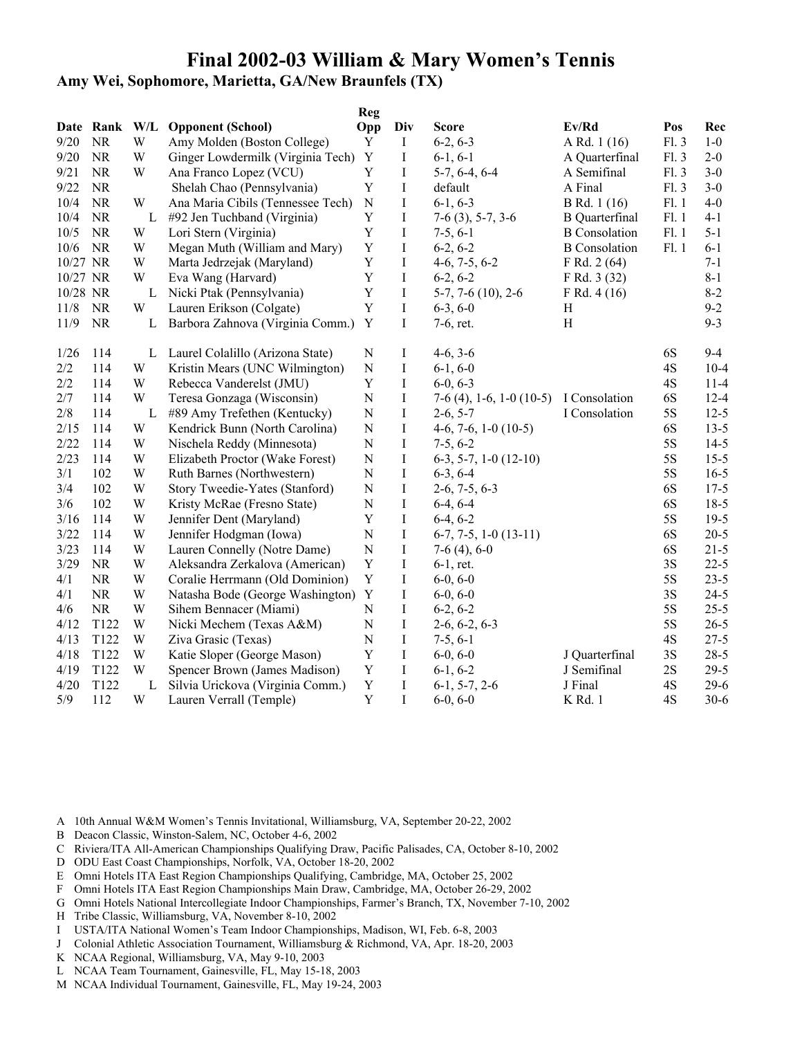# Final 2002-03 William & Mary Women's Tennis

### Amy Wei, Sophomore, Marietta, GA/New Braunfels (TX)

| Date | Rank | W/L | Opponent (School) | Reg Opp | Div | Score | Ev/Rd | Pos | Rec |
|---|---|---|---|---|---|---|---|---|---|
| 9/20 | NR | W | Amy Molden (Boston College) | Y | I | 6-2, 6-3 | A Rd. 1 (16) | Fl. 3 | 1-0 |
| 9/20 | NR | W | Ginger Lowdermilk (Virginia Tech) | Y | I | 6-1, 6-1 | A Quarterfinal | Fl. 3 | 2-0 |
| 9/21 | NR | W | Ana Franco Lopez (VCU) | Y | I | 5-7, 6-4, 6-4 | A Semifinal | Fl. 3 | 3-0 |
| 9/22 | NR | | Shelah Chao (Pennsylvania) | Y | I | default | A Final | Fl. 3 | 3-0 |
| 10/4 | NR | W | Ana Maria Cibils (Tennessee Tech) | N | I | 6-1, 6-3 | B Rd. 1 (16) | Fl. 1 | 4-0 |
| 10/4 | NR | L | #92 Jen Tuchband (Virginia) | Y | I | 7-6 (3), 5-7, 3-6 | B Quarterfinal | Fl. 1 | 4-1 |
| 10/5 | NR | W | Lori Stern (Virginia) | Y | I | 7-5, 6-1 | B Consolation | Fl. 1 | 5-1 |
| 10/6 | NR | W | Megan Muth (William and Mary) | Y | I | 6-2, 6-2 | B Consolation | Fl. 1 | 6-1 |
| 10/27 | NR | W | Marta Jedrzejak (Maryland) | Y | I | 4-6, 7-5, 6-2 | F Rd. 2 (64) | | 7-1 |
| 10/27 | NR | W | Eva Wang (Harvard) | Y | I | 6-2, 6-2 | F Rd. 3 (32) | | 8-1 |
| 10/28 | NR | L | Nicki Ptak (Pennsylvania) | Y | I | 5-7, 7-6 (10), 2-6 | F Rd. 4 (16) | | 8-2 |
| 11/8 | NR | W | Lauren Erikson (Colgate) | Y | I | 6-3, 6-0 | H | | 9-2 |
| 11/9 | NR | L | Barbora Zahnova (Virginia Comm.) | Y | I | 7-6, ret. | H | | 9-3 |
| 1/26 | 114 | L | Laurel Colalillo (Arizona State) | N | I | 4-6, 3-6 | | 6S | 9-4 |
| 2/2 | 114 | W | Kristin Mears (UNC Wilmington) | N | I | 6-1, 6-0 | | 4S | 10-4 |
| 2/2 | 114 | W | Rebecca Vanderelst (JMU) | Y | I | 6-0, 6-3 | | 4S | 11-4 |
| 2/7 | 114 | W | Teresa Gonzaga (Wisconsin) | N | I | 7-6 (4), 1-6, 1-0 (10-5) | I Consolation | 6S | 12-4 |
| 2/8 | 114 | L | #89 Amy Trefethen (Kentucky) | N | I | 2-6, 5-7 | I Consolation | 5S | 12-5 |
| 2/15 | 114 | W | Kendrick Bunn (North Carolina) | N | I | 4-6, 7-6, 1-0 (10-5) | | 6S | 13-5 |
| 2/22 | 114 | W | Nischela Reddy (Minnesota) | N | I | 7-5, 6-2 | | 5S | 14-5 |
| 2/23 | 114 | W | Elizabeth Proctor (Wake Forest) | N | I | 6-3, 5-7, 1-0 (12-10) | | 5S | 15-5 |
| 3/1 | 102 | W | Ruth Barnes (Northwestern) | N | I | 6-3, 6-4 | | 5S | 16-5 |
| 3/4 | 102 | W | Story Tweedie-Yates (Stanford) | N | I | 2-6, 7-5, 6-3 | | 6S | 17-5 |
| 3/6 | 102 | W | Kristy McRae (Fresno State) | N | I | 6-4, 6-4 | | 6S | 18-5 |
| 3/16 | 114 | W | Jennifer Dent (Maryland) | Y | I | 6-4, 6-2 | | 5S | 19-5 |
| 3/22 | 114 | W | Jennifer Hodgman (Iowa) | N | I | 6-7, 7-5, 1-0 (13-11) | | 6S | 20-5 |
| 3/23 | 114 | W | Lauren Connelly (Notre Dame) | N | I | 7-6 (4), 6-0 | | 6S | 21-5 |
| 3/29 | NR | W | Aleksandra Zerkalova (American) | Y | I | 6-1, ret. | | 3S | 22-5 |
| 4/1 | NR | W | Coralie Herrmann (Old Dominion) | Y | I | 6-0, 6-0 | | 5S | 23-5 |
| 4/1 | NR | W | Natasha Bode (George Washington) | Y | I | 6-0, 6-0 | | 3S | 24-5 |
| 4/6 | NR | W | Sihem Bennacer (Miami) | N | I | 6-2, 6-2 | | 5S | 25-5 |
| 4/12 | T122 | W | Nicki Mechem (Texas A&M) | N | I | 2-6, 6-2, 6-3 | | 5S | 26-5 |
| 4/13 | T122 | W | Ziva Grasic (Texas) | N | I | 7-5, 6-1 | | 4S | 27-5 |
| 4/18 | T122 | W | Katie Sloper (George Mason) | Y | I | 6-0, 6-0 | J Quarterfinal | 3S | 28-5 |
| 4/19 | T122 | W | Spencer Brown (James Madison) | Y | I | 6-1, 6-2 | J Semifinal | 2S | 29-5 |
| 4/20 | T122 | L | Silvia Urickova (Virginia Comm.) | Y | I | 6-1, 5-7, 2-6 | J Final | 4S | 29-6 |
| 5/9 | 112 | W | Lauren Verrall (Temple) | Y | I | 6-0, 6-0 | K Rd. 1 | 4S | 30-6 |

A 10th Annual W&M Women's Tennis Invitational, Williamsburg, VA, September 20-22, 2002
B Deacon Classic, Winston-Salem, NC, October 4-6, 2002
C Riviera/ITA All-American Championships Qualifying Draw, Pacific Palisades, CA, October 8-10, 2002
D ODU East Coast Championships, Norfolk, VA, October 18-20, 2002
E Omni Hotels ITA East Region Championships Qualifying, Cambridge, MA, October 25, 2002
F Omni Hotels ITA East Region Championships Main Draw, Cambridge, MA, October 26-29, 2002
G Omni Hotels National Intercollegiate Indoor Championships, Farmer's Branch, TX, November 7-10, 2002
H Tribe Classic, Williamsburg, VA, November 8-10, 2002
I USTA/ITA National Women's Team Indoor Championships, Madison, WI, Feb. 6-8, 2003
J Colonial Athletic Association Tournament, Williamsburg & Richmond, VA, Apr. 18-20, 2003
K NCAA Regional, Williamsburg, VA, May 9-10, 2003
L NCAA Team Tournament, Gainesville, FL, May 15-18, 2003
M NCAA Individual Tournament, Gainesville, FL, May 19-24, 2003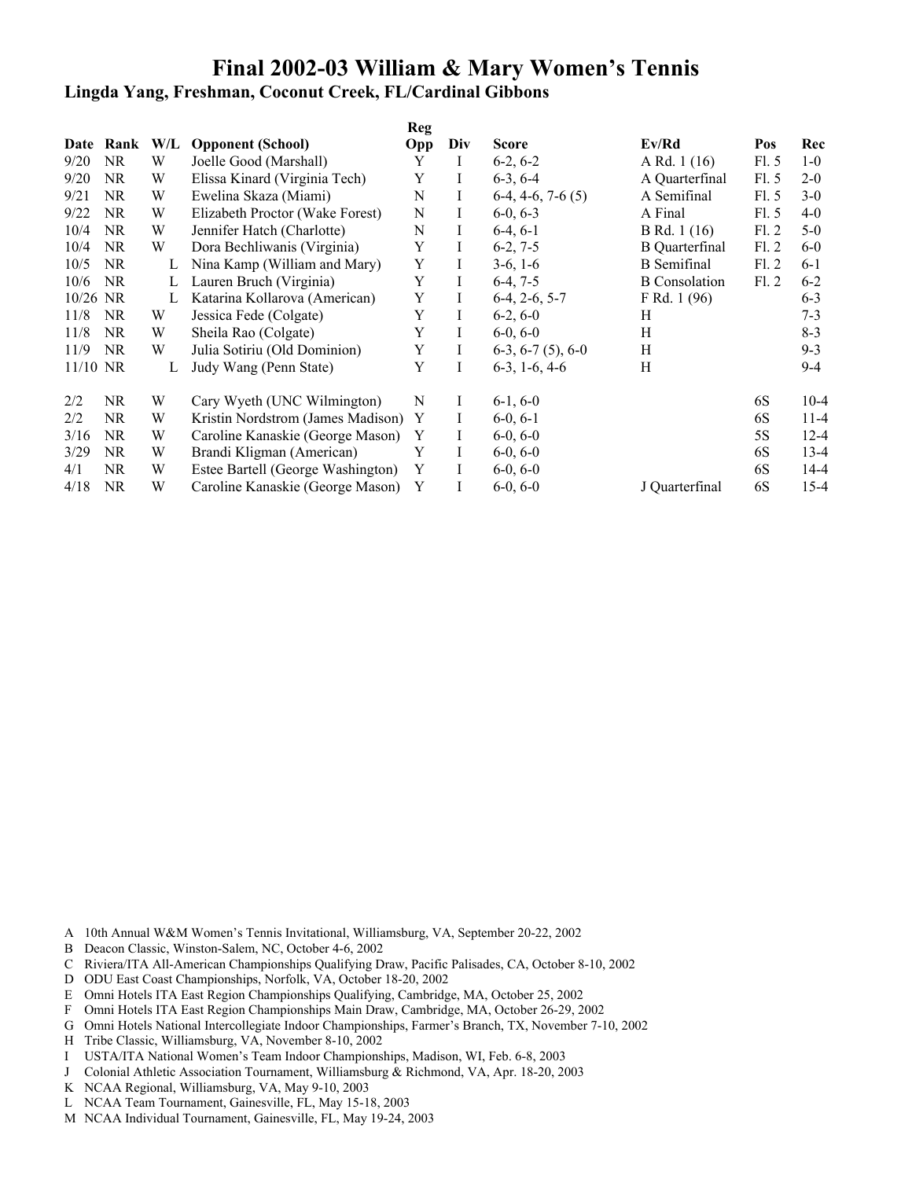# Final 2002-03 William & Mary Women's Tennis

## Lingda Yang, Freshman, Coconut Creek, FL/Cardinal Gibbons

| Date | Rank | W/L | Opponent (School) | Reg Opp | Div | Score | Ev/Rd | Pos | Rec |
|---|---|---|---|---|---|---|---|---|---|
| 9/20 | NR | W | Joelle Good (Marshall) | Y | I | 6-2, 6-2 | A Rd. 1 (16) | Fl. 5 | 1-0 |
| 9/20 | NR | W | Elissa Kinard (Virginia Tech) | Y | I | 6-3, 6-4 | A Quarterfinal | Fl. 5 | 2-0 |
| 9/21 | NR | W | Ewelina Skaza (Miami) | N | I | 6-4, 4-6, 7-6 (5) | A Semifinal | Fl. 5 | 3-0 |
| 9/22 | NR | W | Elizabeth Proctor (Wake Forest) | N | I | 6-0, 6-3 | A Final | Fl. 5 | 4-0 |
| 10/4 | NR | W | Jennifer Hatch (Charlotte) | N | I | 6-4, 6-1 | B Rd. 1 (16) | Fl. 2 | 5-0 |
| 10/4 | NR | W | Dora Bechliwanis (Virginia) | Y | I | 6-2, 7-5 | B Quarterfinal | Fl. 2 | 6-0 |
| 10/5 | NR | L | Nina Kamp (William and Mary) | Y | I | 3-6, 1-6 | B Semifinal | Fl. 2 | 6-1 |
| 10/6 | NR | L | Lauren Bruch (Virginia) | Y | I | 6-4, 7-5 | B Consolation | Fl. 2 | 6-2 |
| 10/26 | NR | L | Katarina Kollarova (American) | Y | I | 6-4, 2-6, 5-7 | F Rd. 1 (96) | | 6-3 |
| 11/8 | NR | W | Jessica Fede (Colgate) | Y | I | 6-2, 6-0 | H | | 7-3 |
| 11/8 | NR | W | Sheila Rao (Colgate) | Y | I | 6-0, 6-0 | H | | 8-3 |
| 11/9 | NR | W | Julia Sotiriu (Old Dominion) | Y | I | 6-3, 6-7 (5), 6-0 | H | | 9-3 |
| 11/10 | NR | L | Judy Wang (Penn State) | Y | I | 6-3, 1-6, 4-6 | H | | 9-4 |
| 2/2 | NR | W | Cary Wyeth (UNC Wilmington) | N | I | 6-1, 6-0 | | 6S | 10-4 |
| 2/2 | NR | W | Kristin Nordstrom (James Madison) | Y | I | 6-0, 6-1 | | 6S | 11-4 |
| 3/16 | NR | W | Caroline Kanaskie (George Mason) | Y | I | 6-0, 6-0 | | 5S | 12-4 |
| 3/29 | NR | W | Brandi Kligman (American) | Y | I | 6-0, 6-0 | | 6S | 13-4 |
| 4/1 | NR | W | Estee Bartell (George Washington) | Y | I | 6-0, 6-0 | | 6S | 14-4 |
| 4/18 | NR | W | Caroline Kanaskie (George Mason) | Y | I | 6-0, 6-0 | J Quarterfinal | 6S | 15-4 |

A 10th Annual W&M Women's Tennis Invitational, Williamsburg, VA, September 20-22, 2002
B Deacon Classic, Winston-Salem, NC, October 4-6, 2002
C Riviera/ITA All-American Championships Qualifying Draw, Pacific Palisades, CA, October 8-10, 2002
D ODU East Coast Championships, Norfolk, VA, October 18-20, 2002
E Omni Hotels ITA East Region Championships Qualifying, Cambridge, MA, October 25, 2002
F Omni Hotels ITA East Region Championships Main Draw, Cambridge, MA, October 26-29, 2002
G Omni Hotels National Intercollegiate Indoor Championships, Farmer's Branch, TX, November 7-10, 2002
H Tribe Classic, Williamsburg, VA, November 8-10, 2002
I USTA/ITA National Women's Team Indoor Championships, Madison, WI, Feb. 6-8, 2003
J Colonial Athletic Association Tournament, Williamsburg & Richmond, VA, Apr. 18-20, 2003
K NCAA Regional, Williamsburg, VA, May 9-10, 2003
L NCAA Team Tournament, Gainesville, FL, May 15-18, 2003
M NCAA Individual Tournament, Gainesville, FL, May 19-24, 2003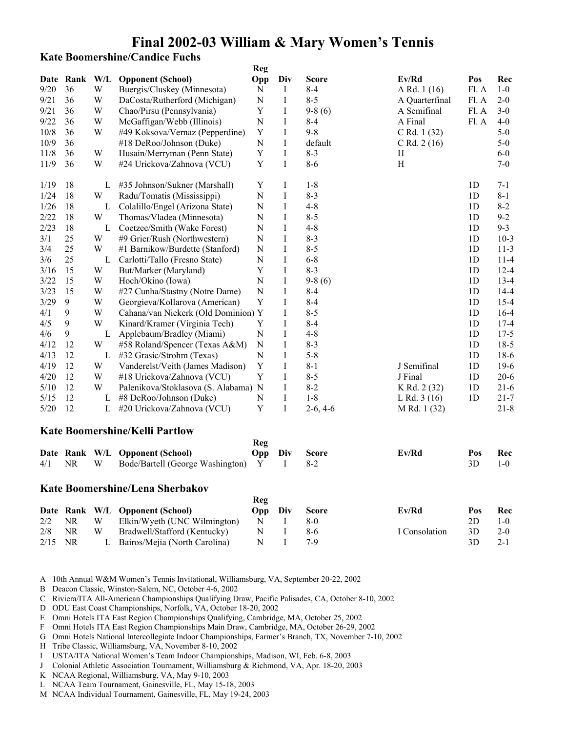# Final 2002-03 William & Mary Women's Tennis

## Kate Boomershine/Candice Fuchs

| Date | Rank | W/L | Opponent (School) | Reg Opp | Div | Score | Ev/Rd | Pos | Rec |
|---|---|---|---|---|---|---|---|---|---|
| 9/20 | 36 | W | Buergis/Cluskey (Minnesota) | N | I | 8-4 | A Rd. 1 (16) | Fl. A | 1-0 |
| 9/21 | 36 | W | DaCosta/Rutherford (Michigan) | N | I | 8-5 | A Quarterfinal | Fl. A | 2-0 |
| 9/21 | 36 | W | Chao/Pirsu (Pennsylvania) | Y | I | 9-8 (6) | A Semifinal | Fl. A | 3-0 |
| 9/22 | 36 | W | McGaffigan/Webb (Illinois) | N | I | 8-4 | A Final | Fl. A | 4-0 |
| 10/8 | 36 | W | #49 Koksova/Vernaz (Pepperdine) | Y | I | 9-8 | C Rd. 1 (32) | | 5-0 |
| 10/9 | 36 | | #18 DeRoo/Johnson (Duke) | N | I | default | C Rd. 2 (16) | | 5-0 |
| 11/8 | 36 | W | Husain/Merryman (Penn State) | Y | I | 8-3 | H | | 6-0 |
| 11/9 | 36 | W | #24 Urickova/Zahnova (VCU) | Y | I | 8-6 | H | | 7-0 |
| 1/19 | 18 | L | #35 Johnson/Sukner (Marshall) | Y | I | 1-8 | | 1D | 7-1 |
| 1/24 | 18 | W | Radu/Tomatis (Mississippi) | N | I | 8-3 | | 1D | 8-1 |
| 1/26 | 18 | L | Colalillo/Engel (Arizona State) | N | I | 4-8 | | 1D | 8-2 |
| 2/22 | 18 | W | Thomas/Vladea (Minnesota) | N | I | 8-5 | | 1D | 9-2 |
| 2/23 | 18 | L | Coetzee/Smith (Wake Forest) | N | I | 4-8 | | 1D | 9-3 |
| 3/1 | 25 | W | #9 Grier/Rush (Northwestern) | N | I | 8-3 | | 1D | 10-3 |
| 3/4 | 25 | W | #1 Barnikow/Burdette (Stanford) | N | I | 8-5 | | 1D | 11-3 |
| 3/6 | 25 | L | Carlotti/Tallo (Fresno State) | N | I | 6-8 | | 1D | 11-4 |
| 3/16 | 15 | W | But/Marker (Maryland) | Y | I | 8-3 | | 1D | 12-4 |
| 3/22 | 15 | W | Hoch/Okino (Iowa) | N | I | 9-8 (6) | | 1D | 13-4 |
| 3/23 | 15 | W | #27 Cunha/Stastny (Notre Dame) | N | I | 8-4 | | 1D | 14-4 |
| 3/29 | 9 | W | Georgieva/Kollarova (American) | Y | I | 8-4 | | 1D | 15-4 |
| 4/1 | 9 | W | Cahana/van Niekerk (Old Dominion) | Y | I | 8-5 | | 1D | 16-4 |
| 4/5 | 9 | W | Kinard/Kramer (Virginia Tech) | Y | I | 8-4 | | 1D | 17-4 |
| 4/6 | 9 | L | Applebaum/Bradley (Miami) | N | I | 4-8 | | 1D | 17-5 |
| 4/12 | 12 | W | #58 Roland/Spencer (Texas A&M) | N | I | 8-3 | | 1D | 18-5 |
| 4/13 | 12 | L | #32 Grasic/Strohm (Texas) | N | I | 5-8 | | 1D | 18-6 |
| 4/19 | 12 | W | Vanderelst/Veith (James Madison) | Y | I | 8-1 | J Semifinal | 1D | 19-6 |
| 4/20 | 12 | W | #18 Urickova/Zahnova (VCU) | Y | I | 8-5 | J Final | 1D | 20-6 |
| 5/10 | 12 | W | Palenikova/Stoklasova (S. Alabama) | N | I | 8-2 | K Rd. 2 (32) | 1D | 21-6 |
| 5/15 | 12 | L | #8 DeRoo/Johnson (Duke) | N | I | 1-8 | L Rd. 3 (16) | 1D | 21-7 |
| 5/20 | 12 | L | #20 Urickova/Zahnova (VCU) | Y | I | 2-6, 4-6 | M Rd. 1 (32) | | 21-8 |

## Kate Boomershine/Kelli Partlow

| Date | Rank | W/L | Opponent (School) | Reg Opp | Div | Score | Ev/Rd | Pos | Rec |
|---|---|---|---|---|---|---|---|---|---|
| 4/1 | NR | W | Bode/Bartell (George Washington) | Y | I | 8-2 | | 3D | 1-0 |

## Kate Boomershine/Lena Sherbakov

| Date | Rank | W/L | Opponent (School) | Reg Opp | Div | Score | Ev/Rd | Pos | Rec |
|---|---|---|---|---|---|---|---|---|---|
| 2/2 | NR | W | Elkin/Wyeth (UNC Wilmington) | N | I | 8-0 | | 2D | 1-0 |
| 2/8 | NR | W | Bradwell/Stafford (Kentucky) | N | I | 8-6 | I Consolation | 3D | 2-0 |
| 2/15 | NR | L | Bairos/Mejia (North Carolina) | N | I | 7-9 | | 3D | 2-1 |

A 10th Annual W&M Women's Tennis Invitational, Williamsburg, VA, September 20-22, 2002
B Deacon Classic, Winston-Salem, NC, October 4-6, 2002
C Riviera/ITA All-American Championships Qualifying Draw, Pacific Palisades, CA, October 8-10, 2002
D ODU East Coast Championships, Norfolk, VA, October 18-20, 2002
E Omni Hotels ITA East Region Championships Qualifying, Cambridge, MA, October 25, 2002
F Omni Hotels ITA East Region Championships Main Draw, Cambridge, MA, October 26-29, 2002
G Omni Hotels National Intercollegiate Indoor Championships, Farmer's Branch, TX, November 7-10, 2002
H Tribe Classic, Williamsburg, VA, November 8-10, 2002
I USTA/ITA National Women's Team Indoor Championships, Madison, WI, Feb. 6-8, 2003
J Colonial Athletic Association Tournament, Williamsburg & Richmond, VA, Apr. 18-20, 2003
K NCAA Regional, Williamsburg, VA, May 9-10, 2003
L NCAA Team Tournament, Gainesville, FL, May 15-18, 2003
M NCAA Individual Tournament, Gainesville, FL, May 19-24, 2003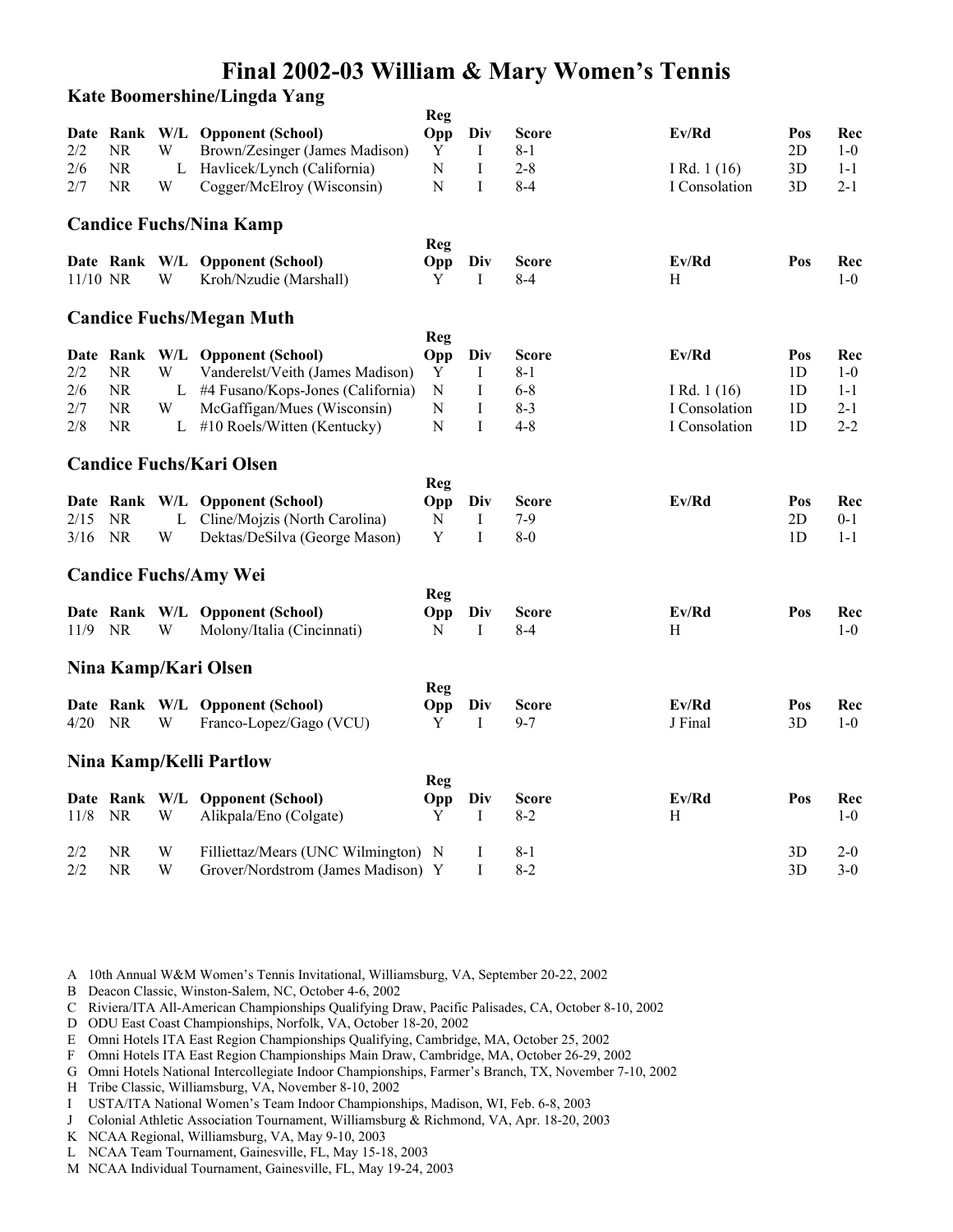# Final 2002-03 William & Mary Women's Tennis

## Kate Boomershine/Lingda Yang

| Date | Rank | W/L | Opponent (School) | Reg Opp | Div | Score | Ev/Rd | Pos | Rec |
|---|---|---|---|---|---|---|---|---|---|
| 2/2 | NR | W | Brown/Zesinger (James Madison) | Y | I | 8-1 | | 2D | 1-0 |
| 2/6 | NR | L | Havlicek/Lynch (California) | N | I | 2-8 | I Rd. 1 (16) | 3D | 1-1 |
| 2/7 | NR | W | Cogger/McElroy (Wisconsin) | N | I | 8-4 | I Consolation | 3D | 2-1 |

## Candice Fuchs/Nina Kamp

| Date | Rank | W/L | Opponent (School) | Reg Opp | Div | Score | Ev/Rd | Pos | Rec |
|---|---|---|---|---|---|---|---|---|---|
| 11/10 | NR | W | Kroh/Nzudie (Marshall) | Y | I | 8-4 | H | | 1-0 |

## Candice Fuchs/Megan Muth

| Date | Rank | W/L | Opponent (School) | Reg Opp | Div | Score | Ev/Rd | Pos | Rec |
|---|---|---|---|---|---|---|---|---|---|
| 2/2 | NR | W | Vanderelst/Veith (James Madison) | Y | I | 8-1 | | 1D | 1-0 |
| 2/6 | NR | L | #4 Fusano/Kops-Jones (California) | N | I | 6-8 | I Rd. 1 (16) | 1D | 1-1 |
| 2/7 | NR | W | McGaffigan/Mues (Wisconsin) | N | I | 8-3 | I Consolation | 1D | 2-1 |
| 2/8 | NR | L | #10 Roels/Witten (Kentucky) | N | I | 4-8 | I Consolation | 1D | 2-2 |

## Candice Fuchs/Kari Olsen

| Date | Rank | W/L | Opponent (School) | Reg Opp | Div | Score | Ev/Rd | Pos | Rec |
|---|---|---|---|---|---|---|---|---|---|
| 2/15 | NR | L | Cline/Mojzis (North Carolina) | N | I | 7-9 | | 2D | 0-1 |
| 3/16 | NR | W | Dektas/DeSilva (George Mason) | Y | I | 8-0 | | 1D | 1-1 |

## Candice Fuchs/Amy Wei

| Date | Rank | W/L | Opponent (School) | Reg Opp | Div | Score | Ev/Rd | Pos | Rec |
|---|---|---|---|---|---|---|---|---|---|
| 11/9 | NR | W | Molony/Italia (Cincinnati) | N | I | 8-4 | H | | 1-0 |

## Nina Kamp/Kari Olsen

| Date | Rank | W/L | Opponent (School) | Reg Opp | Div | Score | Ev/Rd | Pos | Rec |
|---|---|---|---|---|---|---|---|---|---|
| 4/20 | NR | W | Franco-Lopez/Gago (VCU) | Y | I | 9-7 | J Final | 3D | 1-0 |

## Nina Kamp/Kelli Partlow

| Date | Rank | W/L | Opponent (School) | Reg Opp | Div | Score | Ev/Rd | Pos | Rec |
|---|---|---|---|---|---|---|---|---|---|
| 11/8 | NR | W | Alikpala/Eno (Colgate) | Y | I | 8-2 | H | | 1-0 |
| 2/2 | NR | W | Filliettaz/Mears (UNC Wilmington) | N | I | 8-1 | | 3D | 2-0 |
| 2/2 | NR | W | Grover/Nordstrom (James Madison) | Y | I | 8-2 | | 3D | 3-0 |

A 10th Annual W&M Women's Tennis Invitational, Williamsburg, VA, September 20-22, 2002
B Deacon Classic, Winston-Salem, NC, October 4-6, 2002
C Riviera/ITA All-American Championships Qualifying Draw, Pacific Palisades, CA, October 8-10, 2002
D ODU East Coast Championships, Norfolk, VA, October 18-20, 2002
E Omni Hotels ITA East Region Championships Qualifying, Cambridge, MA, October 25, 2002
F Omni Hotels ITA East Region Championships Main Draw, Cambridge, MA, October 26-29, 2002
G Omni Hotels National Intercollegiate Indoor Championships, Farmer's Branch, TX, November 7-10, 2002
H Tribe Classic, Williamsburg, VA, November 8-10, 2002
I USTA/ITA National Women's Team Indoor Championships, Madison, WI, Feb. 6-8, 2003
J Colonial Athletic Association Tournament, Williamsburg & Richmond, VA, Apr. 18-20, 2003
K NCAA Regional, Williamsburg, VA, May 9-10, 2003
L NCAA Team Tournament, Gainesville, FL, May 15-18, 2003
M NCAA Individual Tournament, Gainesville, FL, May 19-24, 2003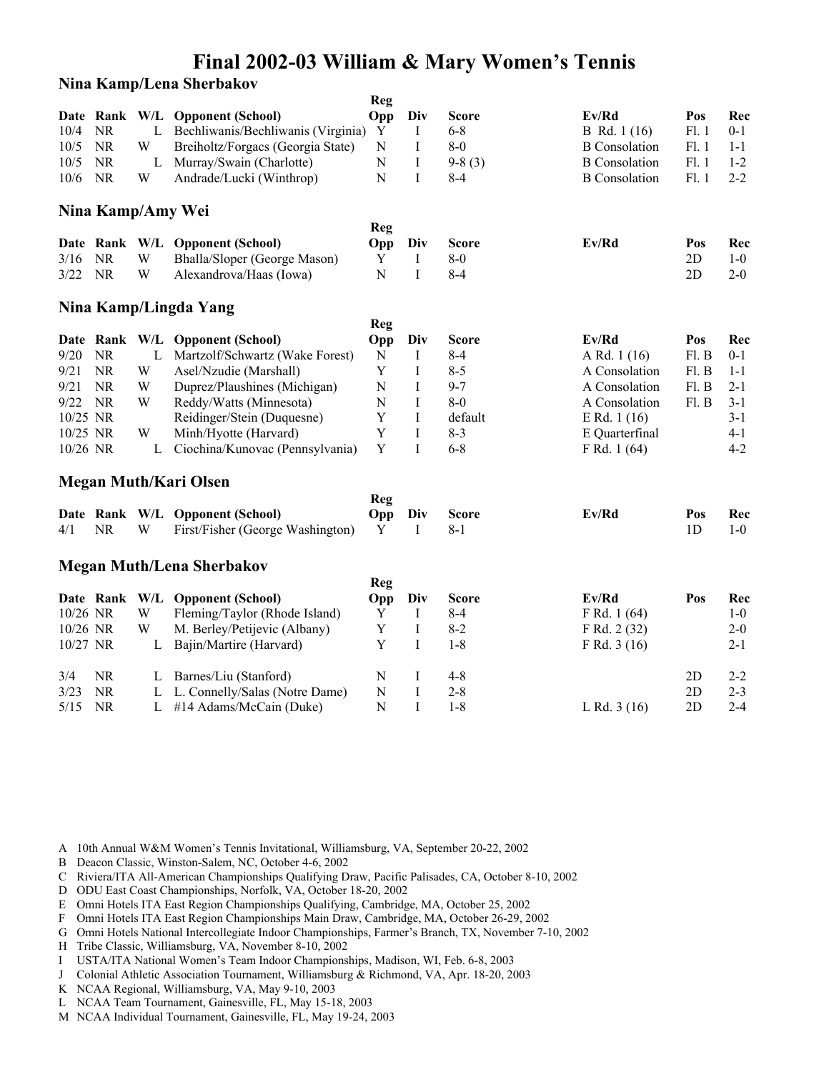# Final 2002-03 William & Mary Women's Tennis

## Nina Kamp/Lena Sherbakov

| Date | Rank | W/L | Opponent (School) | Reg Opp | Div | Score | Ev/Rd | Pos | Rec |
|---|---|---|---|---|---|---|---|---|---|
| 10/4 | NR | L | Bechliwanis/Bechliwanis (Virginia) | Y | I | 6-8 | B Rd. 1 (16) | Fl. 1 | 0-1 |
| 10/5 | NR | W | Breiholtz/Forgacs (Georgia State) | N | I | 8-0 | B Consolation | Fl. 1 | 1-1 |
| 10/5 | NR | L | Murray/Swain (Charlotte) | N | I | 9-8 (3) | B Consolation | Fl. 1 | 1-2 |
| 10/6 | NR | W | Andrade/Lucki (Winthrop) | N | I | 8-4 | B Consolation | Fl. 1 | 2-2 |

## Nina Kamp/Amy Wei

| Date | Rank | W/L | Opponent (School) | Reg Opp | Div | Score | Ev/Rd | Pos | Rec |
|---|---|---|---|---|---|---|---|---|---|
| 3/16 | NR | W | Bhalla/Sloper (George Mason) | Y | I | 8-0 | | 2D | 1-0 |
| 3/22 | NR | W | Alexandrova/Haas (Iowa) | N | I | 8-4 | | 2D | 2-0 |

## Nina Kamp/Lingda Yang

| Date | Rank | W/L | Opponent (School) | Reg Opp | Div | Score | Ev/Rd | Pos | Rec |
|---|---|---|---|---|---|---|---|---|---|
| 9/20 | NR | L | Martzolf/Schwartz (Wake Forest) | N | I | 8-4 | A Rd. 1 (16) | Fl. B | 0-1 |
| 9/21 | NR | W | Asel/Nzudie (Marshall) | Y | I | 8-5 | A Consolation | Fl. B | 1-1 |
| 9/21 | NR | W | Duprez/Plaushines (Michigan) | N | I | 9-7 | A Consolation | Fl. B | 2-1 |
| 9/22 | NR | W | Reddy/Watts (Minnesota) | N | I | 8-0 | A Consolation | Fl. B | 3-1 |
| 10/25 | NR | | Reidinger/Stein (Duquesne) | Y | I | default | E Rd. 1 (16) | | 3-1 |
| 10/25 | NR | W | Minh/Hyotte (Harvard) | Y | I | 8-3 | E Quarterfinal | | 4-1 |
| 10/26 | NR | L | Ciochina/Kunovac (Pennsylvania) | Y | I | 6-8 | F Rd. 1 (64) | | 4-2 |

## Megan Muth/Kari Olsen

| Date | Rank | W/L | Opponent (School) | Reg Opp | Div | Score | Ev/Rd | Pos | Rec |
|---|---|---|---|---|---|---|---|---|---|
| 4/1 | NR | W | First/Fisher (George Washington) | Y | I | 8-1 | | 1D | 1-0 |

## Megan Muth/Lena Sherbakov

| Date | Rank | W/L | Opponent (School) | Reg Opp | Div | Score | Ev/Rd | Pos | Rec |
|---|---|---|---|---|---|---|---|---|---|
| 10/26 | NR | W | Fleming/Taylor (Rhode Island) | Y | I | 8-4 | F Rd. 1 (64) | | 1-0 |
| 10/26 | NR | W | M. Berley/Petijevic (Albany) | Y | I | 8-2 | F Rd. 2 (32) | | 2-0 |
| 10/27 | NR | L | Bajin/Martire (Harvard) | Y | I | 1-8 | F Rd. 3 (16) | | 2-1 |
| 3/4 | NR | L | Barnes/Liu (Stanford) | N | I | 4-8 | | 2D | 2-2 |
| 3/23 | NR | L | L. Connelly/Salas (Notre Dame) | N | I | 2-8 | | 2D | 2-3 |
| 5/15 | NR | L | #14 Adams/McCain (Duke) | N | I | 1-8 | L Rd. 3 (16) | 2D | 2-4 |

A 10th Annual W&M Women's Tennis Invitational, Williamsburg, VA, September 20-22, 2002
B Deacon Classic, Winston-Salem, NC, October 4-6, 2002
C Riviera/ITA All-American Championships Qualifying Draw, Pacific Palisades, CA, October 8-10, 2002
D ODU East Coast Championships, Norfolk, VA, October 18-20, 2002
E Omni Hotels ITA East Region Championships Qualifying, Cambridge, MA, October 25, 2002
F Omni Hotels ITA East Region Championships Main Draw, Cambridge, MA, October 26-29, 2002
G Omni Hotels National Intercollegiate Indoor Championships, Farmer's Branch, TX, November 7-10, 2002
H Tribe Classic, Williamsburg, VA, November 8-10, 2002
I USTA/ITA National Women's Team Indoor Championships, Madison, WI, Feb. 6-8, 2003
J Colonial Athletic Association Tournament, Williamsburg & Richmond, VA, Apr. 18-20, 2003
K NCAA Regional, Williamsburg, VA, May 9-10, 2003
L NCAA Team Tournament, Gainesville, FL, May 15-18, 2003
M NCAA Individual Tournament, Gainesville, FL, May 19-24, 2003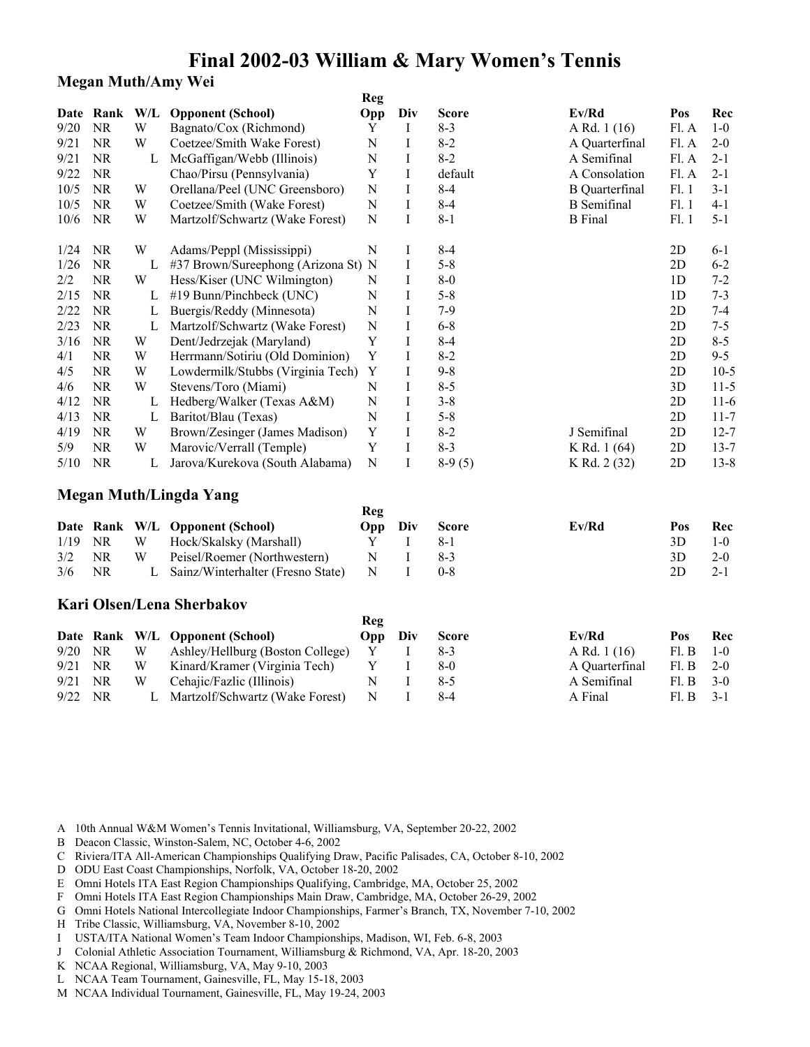# Final 2002-03 William & Mary Women's Tennis

## Megan Muth/Amy Wei

| Date | Rank | W/L | Opponent (School) | Reg Opp | Div | Score | Ev/Rd | Pos | Rec |
|---|---|---|---|---|---|---|---|---|---|
| 9/20 | NR | W | Bagnato/Cox (Richmond) | Y | I | 8-3 | A Rd. 1 (16) | Fl. A | 1-0 |
| 9/21 | NR | W | Coetzee/Smith Wake Forest) | N | I | 8-2 | A Quarterfinal | Fl. A | 2-0 |
| 9/21 | NR | L | McGaffigan/Webb (Illinois) | N | I | 8-2 | A Semifinal | Fl. A | 2-1 |
| 9/22 | NR | | Chao/Pirsu (Pennsylvania) | Y | I | default | A Consolation | Fl. A | 2-1 |
| 10/5 | NR | W | Orellana/Peel (UNC Greensboro) | N | I | 8-4 | B Quarterfinal | Fl. 1 | 3-1 |
| 10/5 | NR | W | Coetzee/Smith (Wake Forest) | N | I | 8-4 | B Semifinal | Fl. 1 | 4-1 |
| 10/6 | NR | W | Martzolf/Schwartz (Wake Forest) | N | I | 8-1 | B Final | Fl. 1 | 5-1 |
| 1/24 | NR | W | Adams/Peppl (Mississippi) | N | I | 8-4 | | 2D | 6-1 |
| 1/26 | NR | L | #37 Brown/Sureephong (Arizona St) | N | I | 5-8 | | 2D | 6-2 |
| 2/2 | NR | W | Hess/Kiser (UNC Wilmington) | N | I | 8-0 | | 1D | 7-2 |
| 2/15 | NR | L | #19 Bunn/Pinchbeck (UNC) | N | I | 5-8 | | 1D | 7-3 |
| 2/22 | NR | L | Buergis/Reddy (Minnesota) | N | I | 7-9 | | 2D | 7-4 |
| 2/23 | NR | L | Martzolf/Schwartz (Wake Forest) | N | I | 6-8 | | 2D | 7-5 |
| 3/16 | NR | W | Dent/Jedrzejak (Maryland) | Y | I | 8-4 | | 2D | 8-5 |
| 4/1 | NR | W | Herrmann/Sotiriu (Old Dominion) | Y | I | 8-2 | | 2D | 9-5 |
| 4/5 | NR | W | Lowdermilk/Stubbs (Virginia Tech) | Y | I | 9-8 | | 2D | 10-5 |
| 4/6 | NR | W | Stevens/Toro (Miami) | N | I | 8-5 | | 3D | 11-5 |
| 4/12 | NR | L | Hedberg/Walker (Texas A&M) | N | I | 3-8 | | 2D | 11-6 |
| 4/13 | NR | L | Baritot/Blau (Texas) | N | I | 5-8 | | 2D | 11-7 |
| 4/19 | NR | W | Brown/Zesinger (James Madison) | Y | I | 8-2 | J Semifinal | 2D | 12-7 |
| 5/9 | NR | W | Marovic/Verrall (Temple) | Y | I | 8-3 | K Rd. 1 (64) | 2D | 13-7 |
| 5/10 | NR | L | Jarova/Kurekova (South Alabama) | N | I | 8-9 (5) | K Rd. 2 (32) | 2D | 13-8 |

## Megan Muth/Lingda Yang

| Date | Rank | W/L | Opponent (School) | Reg Opp | Div | Score | Ev/Rd | Pos | Rec |
|---|---|---|---|---|---|---|---|---|---|
| 1/19 | NR | W | Hock/Skalsky (Marshall) | Y | I | 8-1 | | 3D | 1-0 |
| 3/2 | NR | W | Peisel/Roemer (Northwestern) | N | I | 8-3 | | 3D | 2-0 |
| 3/6 | NR | L | Sainz/Winterhalter (Fresno State) | N | I | 0-8 | | 2D | 2-1 |

## Kari Olsen/Lena Sherbakov

| Date | Rank | W/L | Opponent (School) | Reg Opp | Div | Score | Ev/Rd | Pos | Rec |
|---|---|---|---|---|---|---|---|---|---|
| 9/20 | NR | W | Ashley/Hellburg (Boston College) | Y | I | 8-3 | A Rd. 1 (16) | Fl. B | 1-0 |
| 9/21 | NR | W | Kinard/Kramer (Virginia Tech) | Y | I | 8-0 | A Quarterfinal | Fl. B | 2-0 |
| 9/21 | NR | W | Cehajic/Fazlic (Illinois) | N | I | 8-5 | A Semifinal | Fl. B | 3-0 |
| 9/22 | NR | L | Martzolf/Schwartz (Wake Forest) | N | I | 8-4 | A Final | Fl. B | 3-1 |

A 10th Annual W&M Women's Tennis Invitational, Williamsburg, VA, September 20-22, 2002
B Deacon Classic, Winston-Salem, NC, October 4-6, 2002
C Riviera/ITA All-American Championships Qualifying Draw, Pacific Palisades, CA, October 8-10, 2002
D ODU East Coast Championships, Norfolk, VA, October 18-20, 2002
E Omni Hotels ITA East Region Championships Qualifying, Cambridge, MA, October 25, 2002
F Omni Hotels ITA East Region Championships Main Draw, Cambridge, MA, October 26-29, 2002
G Omni Hotels National Intercollegiate Indoor Championships, Farmer's Branch, TX, November 7-10, 2002
H Tribe Classic, Williamsburg, VA, November 8-10, 2002
I USTA/ITA National Women's Team Indoor Championships, Madison, WI, Feb. 6-8, 2003
J Colonial Athletic Association Tournament, Williamsburg & Richmond, VA, Apr. 18-20, 2003
K NCAA Regional, Williamsburg, VA, May 9-10, 2003
L NCAA Team Tournament, Gainesville, FL, May 15-18, 2003
M NCAA Individual Tournament, Gainesville, FL, May 19-24, 2003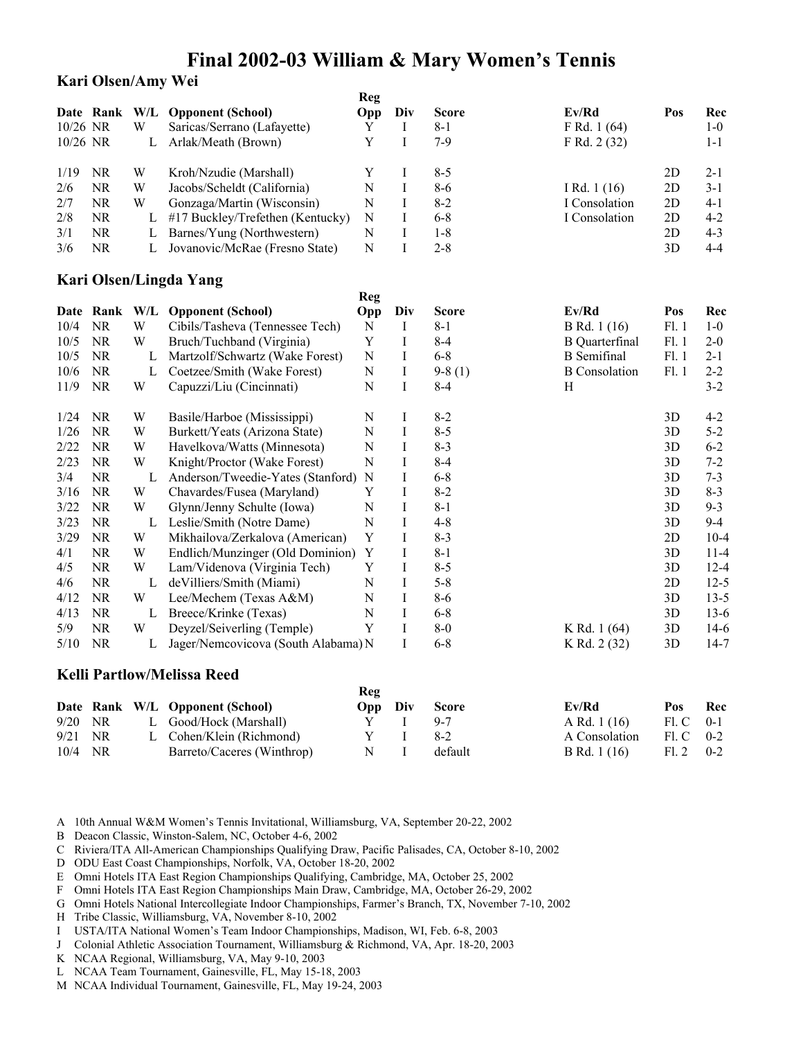# Final 2002-03 William & Mary Women's Tennis

### Kari Olsen/Amy Wei

| Date | Rank | W/L | Opponent (School) | Reg Opp | Div | Score | Ev/Rd | Pos | Rec |
|---|---|---|---|---|---|---|---|---|---|
| 10/26 | NR | W | Saricas/Serrano (Lafayette) | Y | I | 8-1 | F Rd. 1 (64) | | 1-0 |
| 10/26 | NR | L | Arlak/Meath (Brown) | Y | I | 7-9 | F Rd. 2 (32) | | 1-1 |
| 1/19 | NR | W | Kroh/Nzudie (Marshall) | Y | I | 8-5 | | 2D | 2-1 |
| 2/6 | NR | W | Jacobs/Scheldt (California) | N | I | 8-6 | I Rd. 1 (16) | 2D | 3-1 |
| 2/7 | NR | W | Gonzaga/Martin (Wisconsin) | N | I | 8-2 | I Consolation | 2D | 4-1 |
| 2/8 | NR | L | #17 Buckley/Trefethen (Kentucky) | N | I | 6-8 | I Consolation | 2D | 4-2 |
| 3/1 | NR | L | Barnes/Yung (Northwestern) | N | I | 1-8 | | 2D | 4-3 |
| 3/6 | NR | L | Jovanovic/McRae (Fresno State) | N | I | 2-8 | | 3D | 4-4 |

### Kari Olsen/Lingda Yang

| Date | Rank | W/L | Opponent (School) | Reg Opp | Div | Score | Ev/Rd | Pos | Rec |
|---|---|---|---|---|---|---|---|---|---|
| 10/4 | NR | W | Cibils/Tasheva (Tennessee Tech) | N | I | 8-1 | B Rd. 1 (16) | Fl. 1 | 1-0 |
| 10/5 | NR | W | Bruch/Tuchband (Virginia) | Y | I | 8-4 | B Quarterfinal | Fl. 1 | 2-0 |
| 10/5 | NR | L | Martzolf/Schwartz (Wake Forest) | N | I | 6-8 | B Semifinal | Fl. 1 | 2-1 |
| 10/6 | NR | L | Coetzee/Smith (Wake Forest) | N | I | 9-8 (1) | B Consolation | Fl. 1 | 2-2 |
| 11/9 | NR | W | Capuzzi/Liu (Cincinnati) | N | I | 8-4 | H | | 3-2 |
| 1/24 | NR | W | Basile/Harboe (Mississippi) | N | I | 8-2 | | 3D | 4-2 |
| 1/26 | NR | W | Burkett/Yeats (Arizona State) | N | I | 8-5 | | 3D | 5-2 |
| 2/22 | NR | W | Havelkova/Watts (Minnesota) | N | I | 8-3 | | 3D | 6-2 |
| 2/23 | NR | W | Knight/Proctor (Wake Forest) | N | I | 8-4 | | 3D | 7-2 |
| 3/4 | NR | L | Anderson/Tweedie-Yates (Stanford) | N | I | 6-8 | | 3D | 7-3 |
| 3/16 | NR | W | Chavardes/Fusea (Maryland) | Y | I | 8-2 | | 3D | 8-3 |
| 3/22 | NR | W | Glynn/Jenny Schulte (Iowa) | N | I | 8-1 | | 3D | 9-3 |
| 3/23 | NR | L | Leslie/Smith (Notre Dame) | N | I | 4-8 | | 3D | 9-4 |
| 3/29 | NR | W | Mikhailova/Zerkalova (American) | Y | I | 8-3 | | 2D | 10-4 |
| 4/1 | NR | W | Endlich/Munzinger (Old Dominion) | Y | I | 8-1 | | 3D | 11-4 |
| 4/5 | NR | W | Lam/Videnova (Virginia Tech) | Y | I | 8-5 | | 3D | 12-4 |
| 4/6 | NR | L | deVilliers/Smith (Miami) | N | I | 5-8 | | 2D | 12-5 |
| 4/12 | NR | W | Lee/Mechem (Texas A&M) | N | I | 8-6 | | 3D | 13-5 |
| 4/13 | NR | L | Breece/Krinke (Texas) | N | I | 6-8 | | 3D | 13-6 |
| 5/9 | NR | W | Deyzel/Seiverling (Temple) | Y | I | 8-0 | K Rd. 1 (64) | 3D | 14-6 |
| 5/10 | NR | L | Jager/Nemcovicova (South Alabama) | N | I | 6-8 | K Rd. 2 (32) | 3D | 14-7 |

### Kelli Partlow/Melissa Reed

| Date | Rank | W/L | Opponent (School) | Reg Opp | Div | Score | Ev/Rd | Pos | Rec |
|---|---|---|---|---|---|---|---|---|---|
| 9/20 | NR | L | Good/Hock (Marshall) | Y | I | 9-7 | A Rd. 1 (16) | Fl. C | 0-1 |
| 9/21 | NR | L | Cohen/Klein (Richmond) | Y | I | 8-2 | A Consolation | Fl. C | 0-2 |
| 10/4 | NR | | Barreto/Caceres (Winthrop) | N | I | default | B Rd. 1 (16) | Fl. 2 | 0-2 |

A 10th Annual W&M Women's Tennis Invitational, Williamsburg, VA, September 20-22, 2002
B Deacon Classic, Winston-Salem, NC, October 4-6, 2002
C Riviera/ITA All-American Championships Qualifying Draw, Pacific Palisades, CA, October 8-10, 2002
D ODU East Coast Championships, Norfolk, VA, October 18-20, 2002
E Omni Hotels ITA East Region Championships Qualifying, Cambridge, MA, October 25, 2002
F Omni Hotels ITA East Region Championships Main Draw, Cambridge, MA, October 26-29, 2002
G Omni Hotels National Intercollegiate Indoor Championships, Farmer's Branch, TX, November 7-10, 2002
H Tribe Classic, Williamsburg, VA, November 8-10, 2002
I USTA/ITA National Women's Team Indoor Championships, Madison, WI, Feb. 6-8, 2003
J Colonial Athletic Association Tournament, Williamsburg & Richmond, VA, Apr. 18-20, 2003
K NCAA Regional, Williamsburg, VA, May 9-10, 2003
L NCAA Team Tournament, Gainesville, FL, May 15-18, 2003
M NCAA Individual Tournament, Gainesville, FL, May 19-24, 2003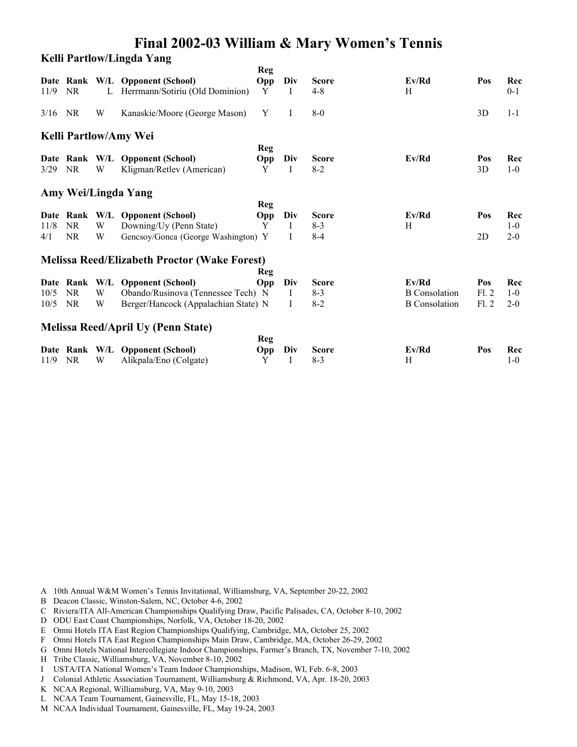# Final 2002-03 William & Mary Women's Tennis

## Kelli Partlow/Lingda Yang

| Date | Rank | W/L | Opponent (School) | Reg Opp | Div | Score | Ev/Rd | Pos | Rec |
|---|---|---|---|---|---|---|---|---|---|
| 11/9 | NR | L | Herrmann/Sotiriu (Old Dominion) | Y | I | 4-8 | H | | 0-1 |
| 3/16 | NR | W | Kanaskie/Moore (George Mason) | Y | I | 8-0 | | 3D | 1-1 |

## Kelli Partlow/Amy Wei

| Date | Rank | W/L | Opponent (School) | Reg Opp | Div | Score | Ev/Rd | Pos | Rec |
|---|---|---|---|---|---|---|---|---|---|
| 3/29 | NR | W | Kligman/Retlev (American) | Y | I | 8-2 | | 3D | 1-0 |

## Amy Wei/Lingda Yang

| Date | Rank | W/L | Opponent (School) | Reg Opp | Div | Score | Ev/Rd | Pos | Rec |
|---|---|---|---|---|---|---|---|---|---|
| 11/8 | NR | W | Downing/Uy (Penn State) | Y | I | 8-3 | H | | 1-0 |
| 4/1 | NR | W | Gencsoy/Gonca (George Washington) | Y | I | 8-4 | | 2D | 2-0 |

## Melissa Reed/Elizabeth Proctor (Wake Forest)

| Date | Rank | W/L | Opponent (School) | Reg Opp | Div | Score | Ev/Rd | Pos | Rec |
|---|---|---|---|---|---|---|---|---|---|
| 10/5 | NR | W | Obando/Rusinova (Tennessee Tech) | N | I | 8-3 | B Consolation | Fl. 2 | 1-0 |
| 10/5 | NR | W | Berger/Hancock (Appalachian State) | N | I | 8-2 | B Consolation | Fl. 2 | 2-0 |

## Melissa Reed/April Uy (Penn State)

| Date | Rank | W/L | Opponent (School) | Reg Opp | Div | Score | Ev/Rd | Pos | Rec |
|---|---|---|---|---|---|---|---|---|---|
| 11/9 | NR | W | Alikpala/Eno (Colgate) | Y | I | 8-3 | H | | 1-0 |

A 10th Annual W&M Women's Tennis Invitational, Williamsburg, VA, September 20-22, 2002
B Deacon Classic, Winston-Salem, NC, October 4-6, 2002
C Riviera/ITA All-American Championships Qualifying Draw, Pacific Palisades, CA, October 8-10, 2002
D ODU East Coast Championships, Norfolk, VA, October 18-20, 2002
E Omni Hotels ITA East Region Championships Qualifying, Cambridge, MA, October 25, 2002
F Omni Hotels ITA East Region Championships Main Draw, Cambridge, MA, October 26-29, 2002
G Omni Hotels National Intercollegiate Indoor Championships, Farmer's Branch, TX, November 7-10, 2002
H Tribe Classic, Williamsburg, VA, November 8-10, 2002
I USTA/ITA National Women's Team Indoor Championships, Madison, WI, Feb. 6-8, 2003
J Colonial Athletic Association Tournament, Williamsburg & Richmond, VA, Apr. 18-20, 2003
K NCAA Regional, Williamsburg, VA, May 9-10, 2003
L NCAA Team Tournament, Gainesville, FL, May 15-18, 2003
M NCAA Individual Tournament, Gainesville, FL, May 19-24, 2003